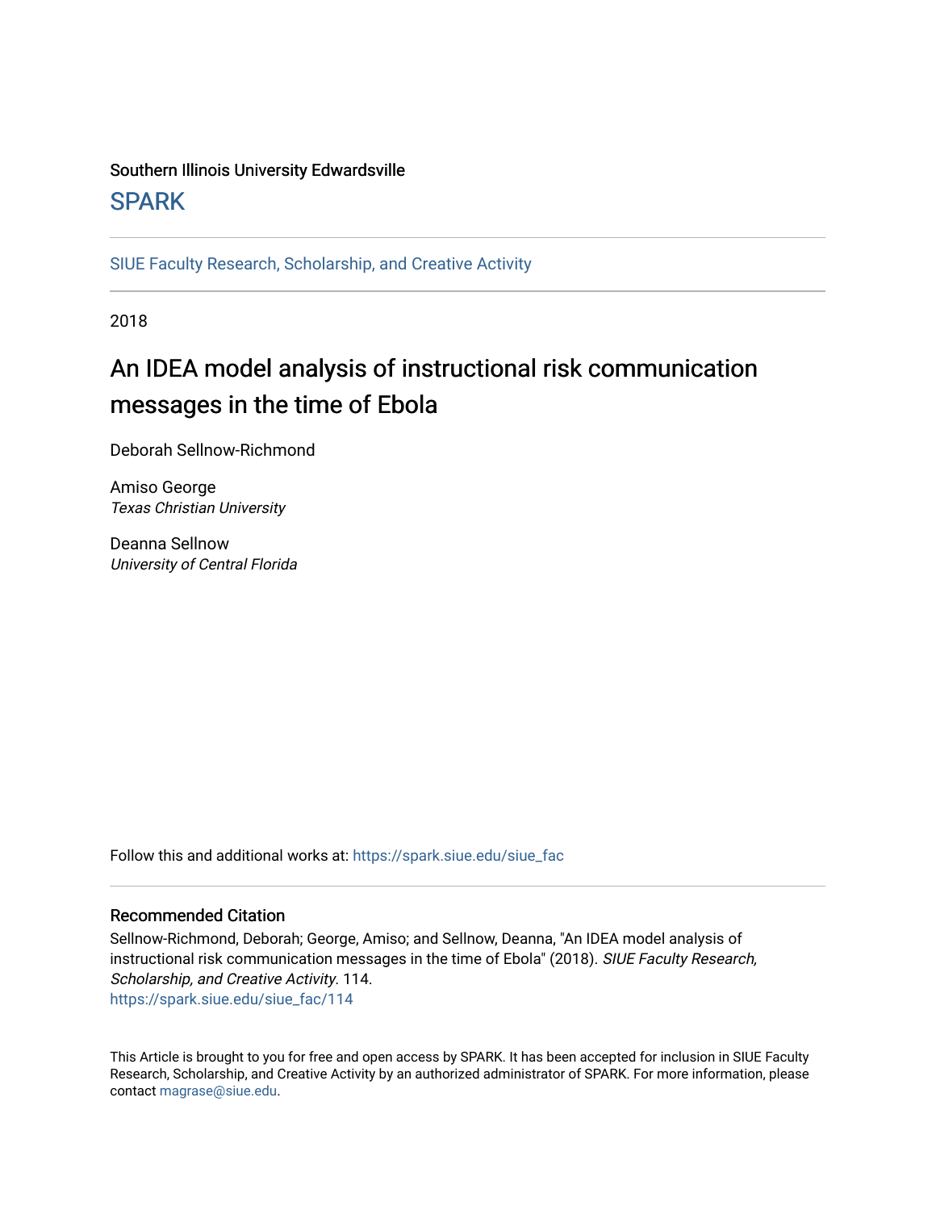Southern Illinois University Edwardsville

## SPARK

SIUE Faculty Research, Scholarship, and Creative Activity

2018

# An IDEA model analysis of instructional risk communication messages in the time of Ebola

Deborah Sellnow-Richmond

Amiso George
*Texas Christian University*

Deanna Sellnow
*University of Central Florida*

Follow this and additional works at: https://spark.siue.edu/siue_fac

### Recommended Citation

Sellnow-Richmond, Deborah; George, Amiso; and Sellnow, Deanna, "An IDEA model analysis of instructional risk communication messages in the time of Ebola" (2018). *SIUE Faculty Research, Scholarship, and Creative Activity*. 114.
https://spark.siue.edu/siue_fac/114

This Article is brought to you for free and open access by SPARK. It has been accepted for inclusion in SIUE Faculty Research, Scholarship, and Creative Activity by an authorized administrator of SPARK. For more information, please contact magrase@siue.edu.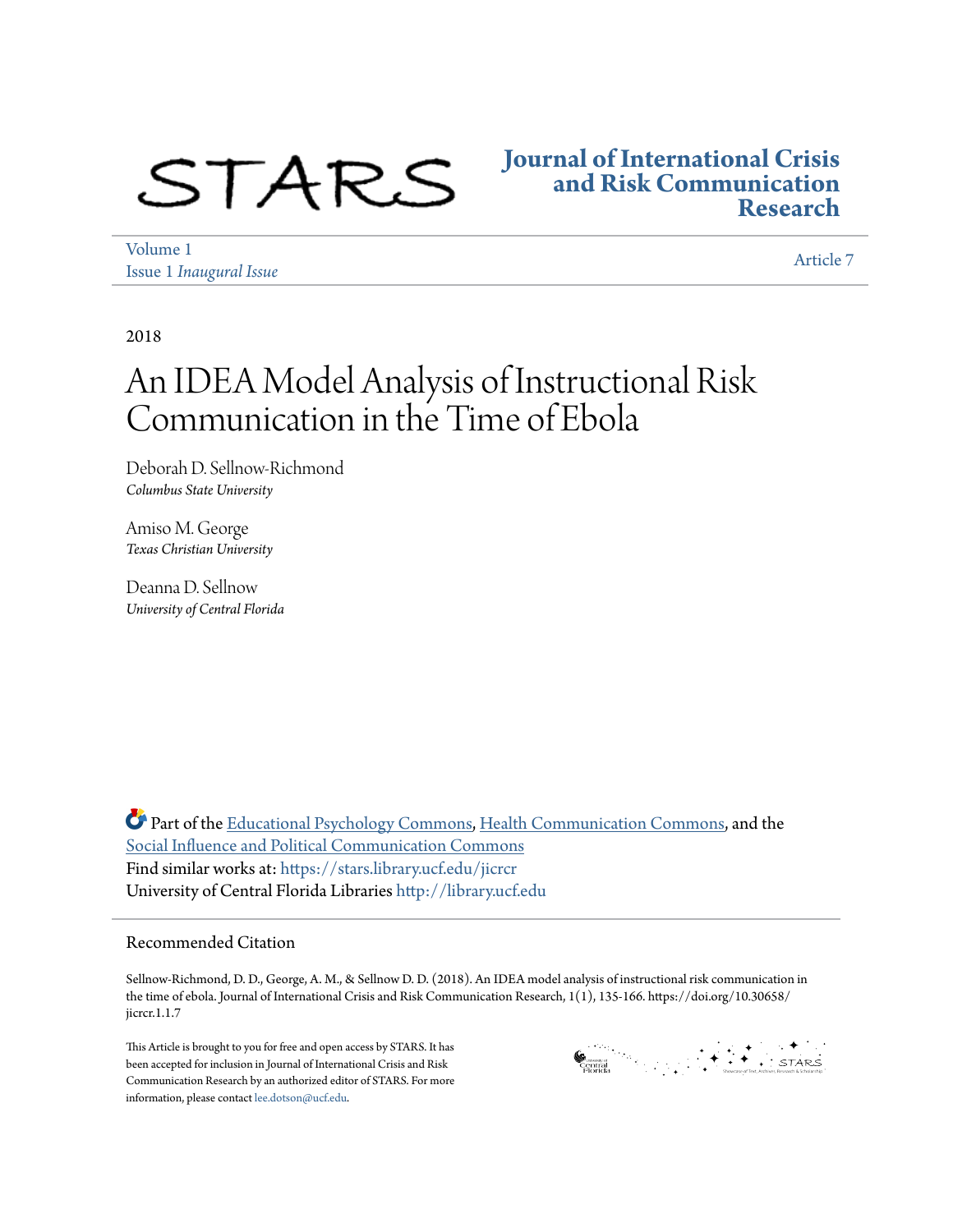STARS

**Journal of International Crisis and Risk Communication Research**

Volume 1
Issue 1 *Inaugural Issue*

Article 7

2018

# An IDEA Model Analysis of Instructional Risk Communication in the Time of Ebola

Deborah D. Sellnow-Richmond
*Columbus State University*

Amiso M. George
*Texas Christian University*

Deanna D. Sellnow
*University of Central Florida*

Part of the Educational Psychology Commons, Health Communication Commons, and the Social Influence and Political Communication Commons

Find similar works at: https://stars.library.ucf.edu/jicrcr

University of Central Florida Libraries http://library.ucf.edu

## Recommended Citation

Sellnow-Richmond, D. D., George, A. M., & Sellnow D. D. (2018). An IDEA model analysis of instructional risk communication in the time of ebola. Journal of International Crisis and Risk Communication Research, 1(1), 135-166. https://doi.org/10.30658/jicrcr.1.1.7

This Article is brought to you for free and open access by STARS. It has been accepted for inclusion in Journal of International Crisis and Risk Communication Research by an authorized editor of STARS. For more information, please contact lee.dotson@ucf.edu.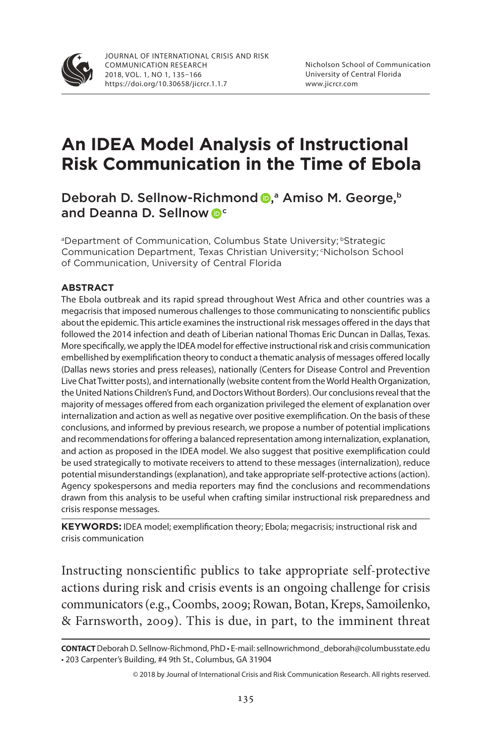# An IDEA Model Analysis of Instructional Risk Communication in the Time of Ebola

Deborah D. Sellnow-Richmond[a], Amiso M. George[b] and Deanna D. Sellnow[c]

[a]Department of Communication, Columbus State University; [b]Strategic Communication Department, Texas Christian University; [c]Nicholson School of Communication, University of Central Florida

## ABSTRACT

The Ebola outbreak and its rapid spread throughout West Africa and other countries was a megacrisis that imposed numerous challenges to those communicating to nonscientific publics about the epidemic. This article examines the instructional risk messages offered in the days that followed the 2014 infection and death of Liberian national Thomas Eric Duncan in Dallas, Texas. More specifically, we apply the IDEA model for effective instructional risk and crisis communication embellished by exemplification theory to conduct a thematic analysis of messages offered locally (Dallas news stories and press releases), nationally (Centers for Disease Control and Prevention Live Chat Twitter posts), and internationally (website content from the World Health Organization, the United Nations Children's Fund, and Doctors Without Borders). Our conclusions reveal that the majority of messages offered from each organization privileged the element of explanation over internalization and action as well as negative over positive exemplification. On the basis of these conclusions, and informed by previous research, we propose a number of potential implications and recommendations for offering a balanced representation among internalization, explanation, and action as proposed in the IDEA model. We also suggest that positive exemplification could be used strategically to motivate receivers to attend to these messages (internalization), reduce potential misunderstandings (explanation), and take appropriate self-protective actions (action). Agency spokespersons and media reporters may find the conclusions and recommendations drawn from this analysis to be useful when crafting similar instructional risk preparedness and crisis response messages.

**KEYWORDS:** IDEA model; exemplification theory; Ebola; megacrisis; instructional risk and crisis communication

Instructing nonscientific publics to take appropriate self-protective actions during risk and crisis events is an ongoing challenge for crisis communicators (e.g., Coombs, 2009; Rowan, Botan, Kreps, Samoilenko, & Farnsworth, 2009). This is due, in part, to the imminent threat

**CONTACT** Deborah D. Sellnow-Richmond, PhD • E-mail: sellnowrichmond_deborah@columbusstate.edu • 203 Carpenter's Building, #4 9th St., Columbus, GA 31904

© 2018 by Journal of International Crisis and Risk Communication Research. All rights reserved.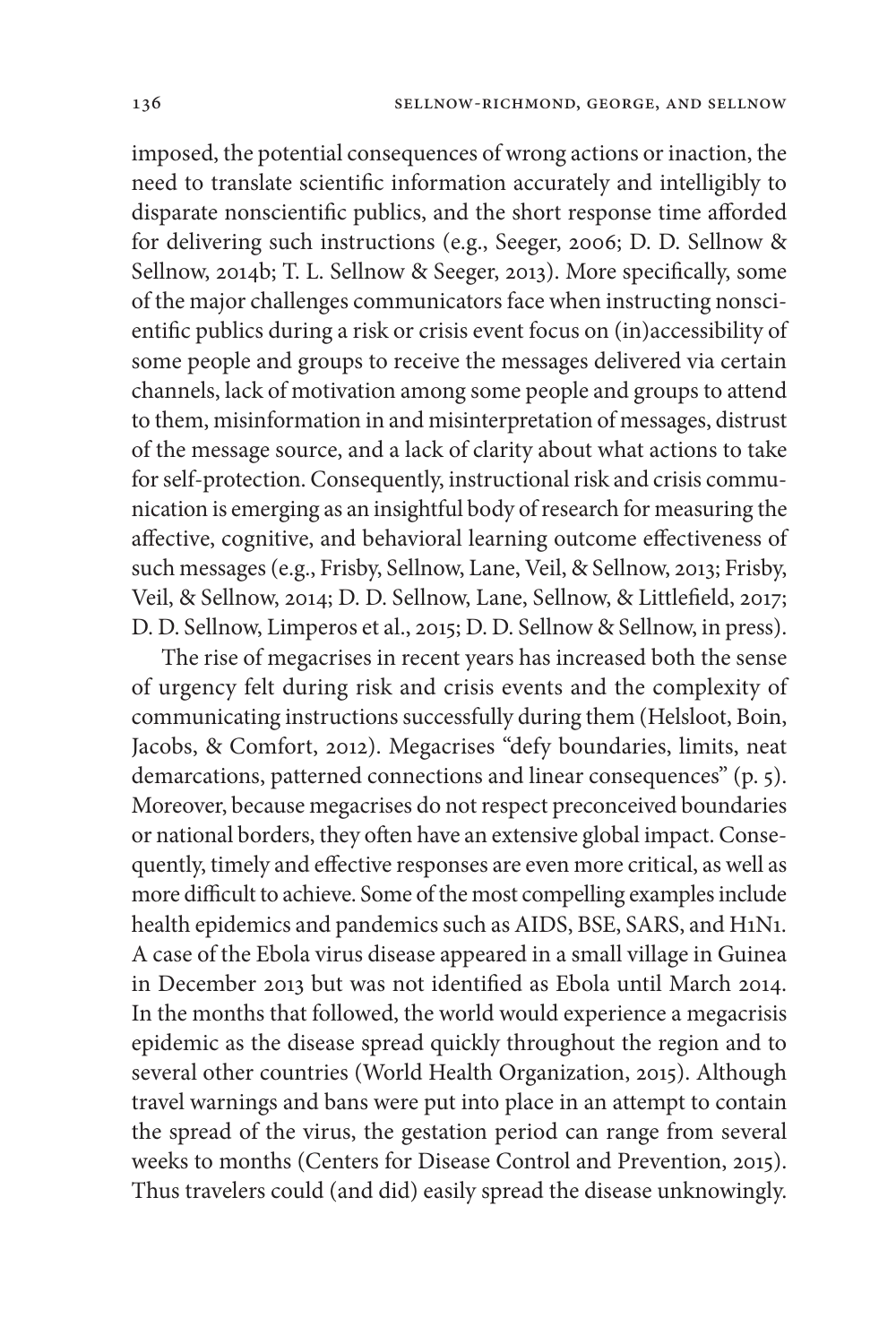imposed, the potential consequences of wrong actions or inaction, the need to translate scientific information accurately and intelligibly to disparate nonscientific publics, and the short response time afforded for delivering such instructions (e.g., Seeger, 2006; D. D. Sellnow & Sellnow, 2014b; T. L. Sellnow & Seeger, 2013). More specifically, some of the major challenges communicators face when instructing nonscientific publics during a risk or crisis event focus on (in)accessibility of some people and groups to receive the messages delivered via certain channels, lack of motivation among some people and groups to attend to them, misinformation in and misinterpretation of messages, distrust of the message source, and a lack of clarity about what actions to take for self-protection. Consequently, instructional risk and crisis communication is emerging as an insightful body of research for measuring the affective, cognitive, and behavioral learning outcome effectiveness of such messages (e.g., Frisby, Sellnow, Lane, Veil, & Sellnow, 2013; Frisby, Veil, & Sellnow, 2014; D. D. Sellnow, Lane, Sellnow, & Littlefield, 2017; D. D. Sellnow, Limperos et al., 2015; D. D. Sellnow & Sellnow, in press).

The rise of megacrises in recent years has increased both the sense of urgency felt during risk and crisis events and the complexity of communicating instructions successfully during them (Helsloot, Boin, Jacobs, & Comfort, 2012). Megacrises "defy boundaries, limits, neat demarcations, patterned connections and linear consequences" (p. 5). Moreover, because megacrises do not respect preconceived boundaries or national borders, they often have an extensive global impact. Consequently, timely and effective responses are even more critical, as well as more difficult to achieve. Some of the most compelling examples include health epidemics and pandemics such as AIDS, BSE, SARS, and H1N1. A case of the Ebola virus disease appeared in a small village in Guinea in December 2013 but was not identified as Ebola until March 2014. In the months that followed, the world would experience a megacrisis epidemic as the disease spread quickly throughout the region and to several other countries (World Health Organization, 2015). Although travel warnings and bans were put into place in an attempt to contain the spread of the virus, the gestation period can range from several weeks to months (Centers for Disease Control and Prevention, 2015). Thus travelers could (and did) easily spread the disease unknowingly.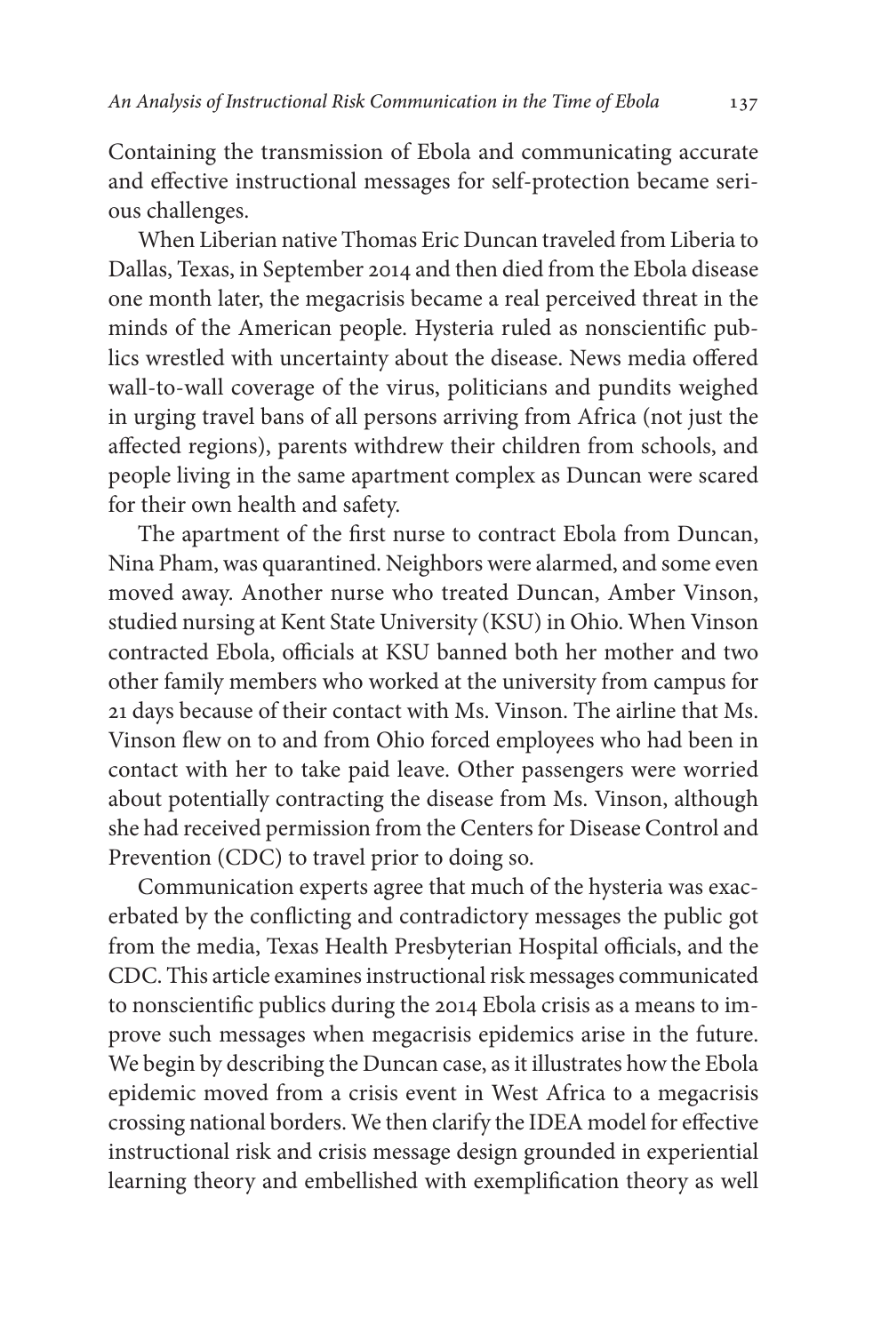Containing the transmission of Ebola and communicating accurate and effective instructional messages for self-protection became serious challenges.

When Liberian native Thomas Eric Duncan traveled from Liberia to Dallas, Texas, in September 2014 and then died from the Ebola disease one month later, the megacrisis became a real perceived threat in the minds of the American people. Hysteria ruled as nonscientific publics wrestled with uncertainty about the disease. News media offered wall-to-wall coverage of the virus, politicians and pundits weighed in urging travel bans of all persons arriving from Africa (not just the affected regions), parents withdrew their children from schools, and people living in the same apartment complex as Duncan were scared for their own health and safety.

The apartment of the first nurse to contract Ebola from Duncan, Nina Pham, was quarantined. Neighbors were alarmed, and some even moved away. Another nurse who treated Duncan, Amber Vinson, studied nursing at Kent State University (KSU) in Ohio. When Vinson contracted Ebola, officials at KSU banned both her mother and two other family members who worked at the university from campus for 21 days because of their contact with Ms. Vinson. The airline that Ms. Vinson flew on to and from Ohio forced employees who had been in contact with her to take paid leave. Other passengers were worried about potentially contracting the disease from Ms. Vinson, although she had received permission from the Centers for Disease Control and Prevention (CDC) to travel prior to doing so.

Communication experts agree that much of the hysteria was exacerbated by the conflicting and contradictory messages the public got from the media, Texas Health Presbyterian Hospital officials, and the CDC. This article examines instructional risk messages communicated to nonscientific publics during the 2014 Ebola crisis as a means to improve such messages when megacrisis epidemics arise in the future. We begin by describing the Duncan case, as it illustrates how the Ebola epidemic moved from a crisis event in West Africa to a megacrisis crossing national borders. We then clarify the IDEA model for effective instructional risk and crisis message design grounded in experiential learning theory and embellished with exemplification theory as well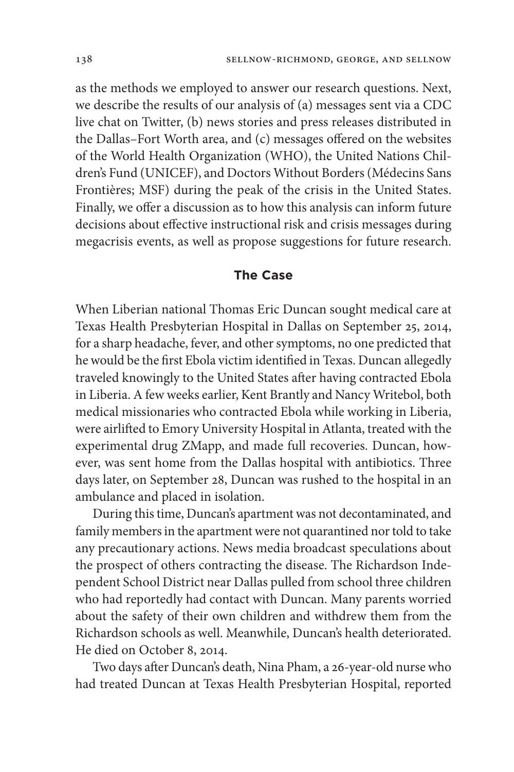as the methods we employed to answer our research questions. Next, we describe the results of our analysis of (a) messages sent via a CDC live chat on Twitter, (b) news stories and press releases distributed in the Dallas–Fort Worth area, and (c) messages offered on the websites of the World Health Organization (WHO), the United Nations Children's Fund (UNICEF), and Doctors Without Borders (Médecins Sans Frontières; MSF) during the peak of the crisis in the United States. Finally, we offer a discussion as to how this analysis can inform future decisions about effective instructional risk and crisis messages during megacrisis events, as well as propose suggestions for future research.

## The Case

When Liberian national Thomas Eric Duncan sought medical care at Texas Health Presbyterian Hospital in Dallas on September 25, 2014, for a sharp headache, fever, and other symptoms, no one predicted that he would be the first Ebola victim identified in Texas. Duncan allegedly traveled knowingly to the United States after having contracted Ebola in Liberia. A few weeks earlier, Kent Brantly and Nancy Writebol, both medical missionaries who contracted Ebola while working in Liberia, were airlifted to Emory University Hospital in Atlanta, treated with the experimental drug ZMapp, and made full recoveries. Duncan, however, was sent home from the Dallas hospital with antibiotics. Three days later, on September 28, Duncan was rushed to the hospital in an ambulance and placed in isolation.

During this time, Duncan's apartment was not decontaminated, and family members in the apartment were not quarantined nor told to take any precautionary actions. News media broadcast speculations about the prospect of others contracting the disease. The Richardson Independent School District near Dallas pulled from school three children who had reportedly had contact with Duncan. Many parents worried about the safety of their own children and withdrew them from the Richardson schools as well. Meanwhile, Duncan's health deteriorated. He died on October 8, 2014.

Two days after Duncan's death, Nina Pham, a 26-year-old nurse who had treated Duncan at Texas Health Presbyterian Hospital, reported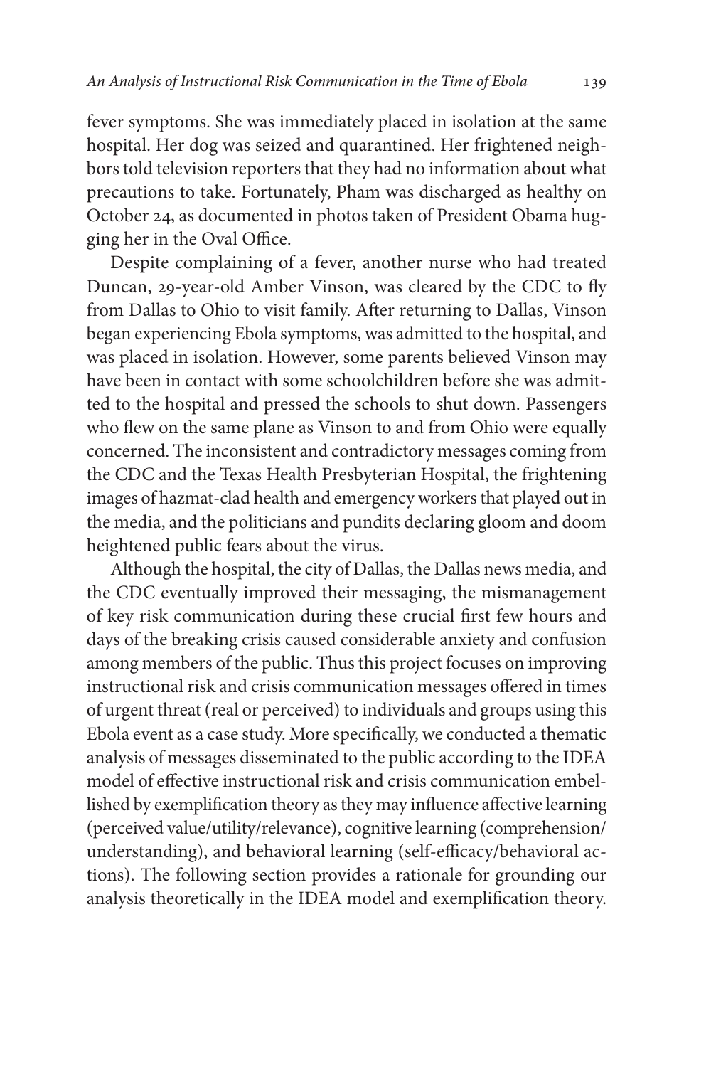fever symptoms. She was immediately placed in isolation at the same hospital. Her dog was seized and quarantined. Her frightened neighbors told television reporters that they had no information about what precautions to take. Fortunately, Pham was discharged as healthy on October 24, as documented in photos taken of President Obama hugging her in the Oval Office.

Despite complaining of a fever, another nurse who had treated Duncan, 29-year-old Amber Vinson, was cleared by the CDC to fly from Dallas to Ohio to visit family. After returning to Dallas, Vinson began experiencing Ebola symptoms, was admitted to the hospital, and was placed in isolation. However, some parents believed Vinson may have been in contact with some schoolchildren before she was admitted to the hospital and pressed the schools to shut down. Passengers who flew on the same plane as Vinson to and from Ohio were equally concerned. The inconsistent and contradictory messages coming from the CDC and the Texas Health Presbyterian Hospital, the frightening images of hazmat-clad health and emergency workers that played out in the media, and the politicians and pundits declaring gloom and doom heightened public fears about the virus.

Although the hospital, the city of Dallas, the Dallas news media, and the CDC eventually improved their messaging, the mismanagement of key risk communication during these crucial first few hours and days of the breaking crisis caused considerable anxiety and confusion among members of the public. Thus this project focuses on improving instructional risk and crisis communication messages offered in times of urgent threat (real or perceived) to individuals and groups using this Ebola event as a case study. More specifically, we conducted a thematic analysis of messages disseminated to the public according to the IDEA model of effective instructional risk and crisis communication embellished by exemplification theory as they may influence affective learning (perceived value/utility/relevance), cognitive learning (comprehension/understanding), and behavioral learning (self-efficacy/behavioral actions). The following section provides a rationale for grounding our analysis theoretically in the IDEA model and exemplification theory.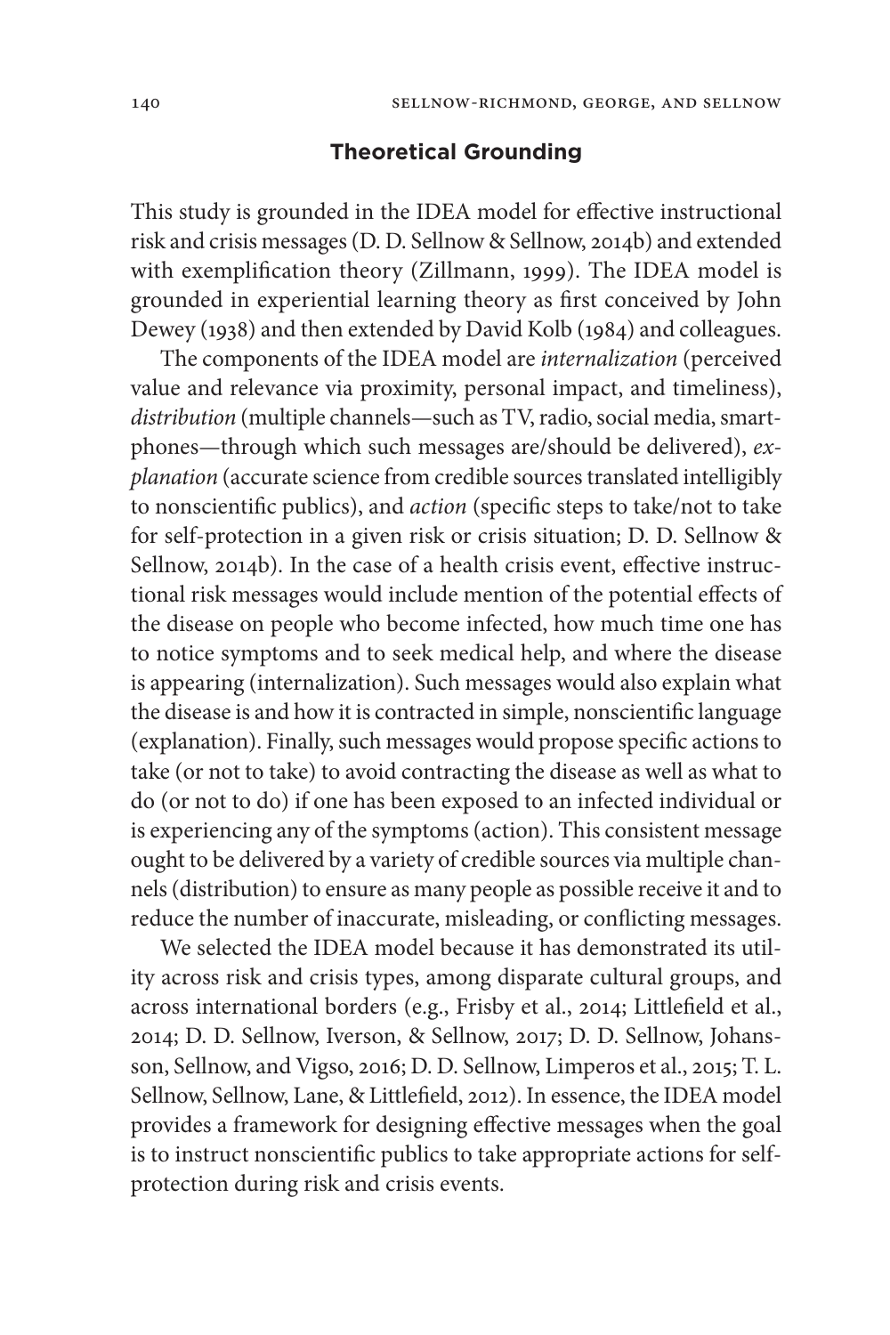## Theoretical Grounding

This study is grounded in the IDEA model for effective instructional risk and crisis messages (D. D. Sellnow & Sellnow, 2014b) and extended with exemplification theory (Zillmann, 1999). The IDEA model is grounded in experiential learning theory as first conceived by John Dewey (1938) and then extended by David Kolb (1984) and colleagues.

The components of the IDEA model are *internalization* (perceived value and relevance via proximity, personal impact, and timeliness), *distribution* (multiple channels—such as TV, radio, social media, smartphones—through which such messages are/should be delivered), *explanation* (accurate science from credible sources translated intelligibly to nonscientific publics), and *action* (specific steps to take/not to take for self-protection in a given risk or crisis situation; D. D. Sellnow & Sellnow, 2014b). In the case of a health crisis event, effective instructional risk messages would include mention of the potential effects of the disease on people who become infected, how much time one has to notice symptoms and to seek medical help, and where the disease is appearing (internalization). Such messages would also explain what the disease is and how it is contracted in simple, nonscientific language (explanation). Finally, such messages would propose specific actions to take (or not to take) to avoid contracting the disease as well as what to do (or not to do) if one has been exposed to an infected individual or is experiencing any of the symptoms (action). This consistent message ought to be delivered by a variety of credible sources via multiple channels (distribution) to ensure as many people as possible receive it and to reduce the number of inaccurate, misleading, or conflicting messages.

We selected the IDEA model because it has demonstrated its utility across risk and crisis types, among disparate cultural groups, and across international borders (e.g., Frisby et al., 2014; Littlefield et al., 2014; D. D. Sellnow, Iverson, & Sellnow, 2017; D. D. Sellnow, Johansson, Sellnow, and Vigso, 2016; D. D. Sellnow, Limperos et al., 2015; T. L. Sellnow, Sellnow, Lane, & Littlefield, 2012). In essence, the IDEA model provides a framework for designing effective messages when the goal is to instruct nonscientific publics to take appropriate actions for self-protection during risk and crisis events.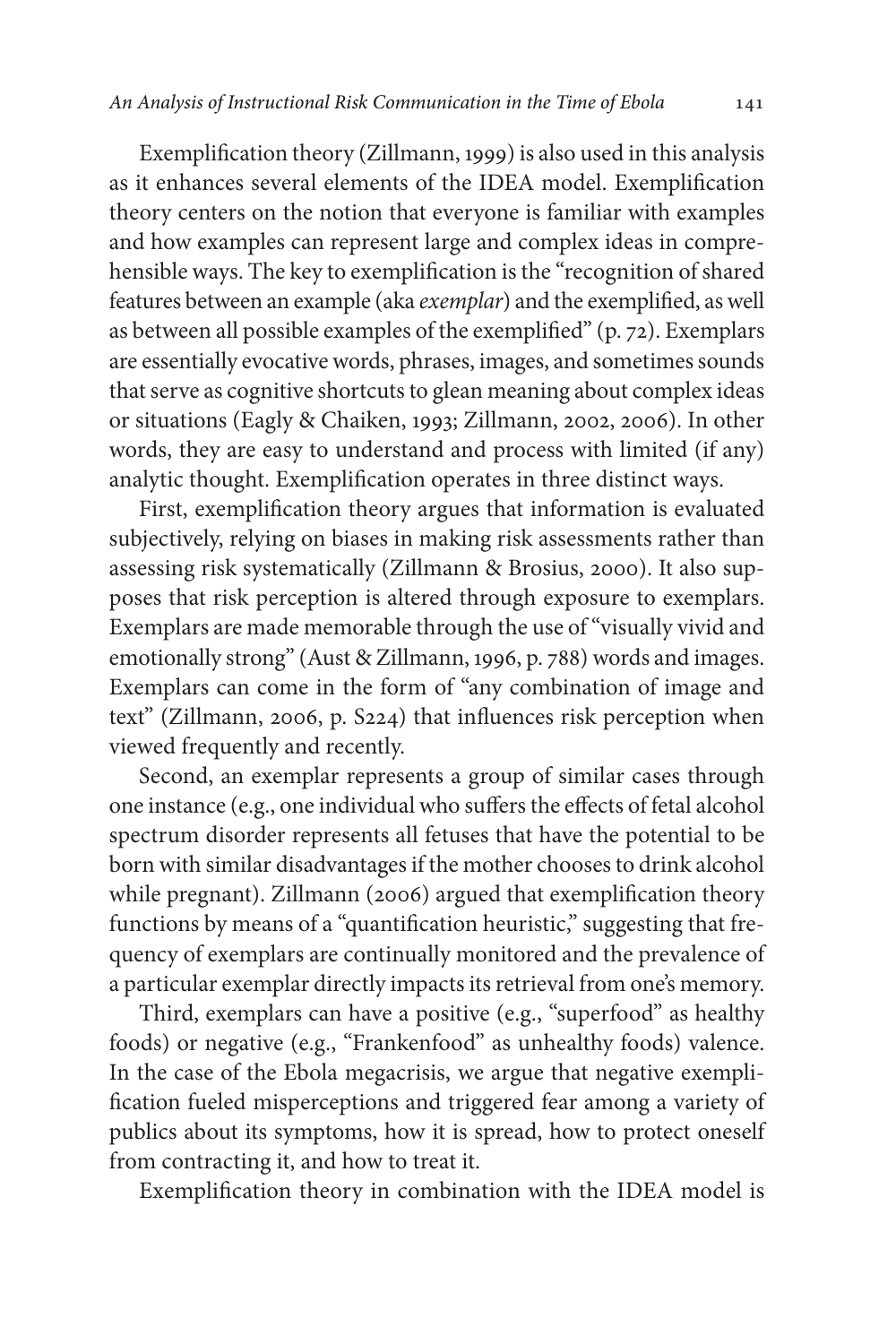Exemplification theory (Zillmann, 1999) is also used in this analysis as it enhances several elements of the IDEA model. Exemplification theory centers on the notion that everyone is familiar with examples and how examples can represent large and complex ideas in comprehensible ways. The key to exemplification is the "recognition of shared features between an example (aka *exemplar*) and the exemplified, as well as between all possible examples of the exemplified" (p. 72). Exemplars are essentially evocative words, phrases, images, and sometimes sounds that serve as cognitive shortcuts to glean meaning about complex ideas or situations (Eagly & Chaiken, 1993; Zillmann, 2002, 2006). In other words, they are easy to understand and process with limited (if any) analytic thought. Exemplification operates in three distinct ways.

First, exemplification theory argues that information is evaluated subjectively, relying on biases in making risk assessments rather than assessing risk systematically (Zillmann & Brosius, 2000). It also supposes that risk perception is altered through exposure to exemplars. Exemplars are made memorable through the use of "visually vivid and emotionally strong" (Aust & Zillmann, 1996, p. 788) words and images. Exemplars can come in the form of "any combination of image and text" (Zillmann, 2006, p. S224) that influences risk perception when viewed frequently and recently.

Second, an exemplar represents a group of similar cases through one instance (e.g., one individual who suffers the effects of fetal alcohol spectrum disorder represents all fetuses that have the potential to be born with similar disadvantages if the mother chooses to drink alcohol while pregnant). Zillmann (2006) argued that exemplification theory functions by means of a "quantification heuristic," suggesting that frequency of exemplars are continually monitored and the prevalence of a particular exemplar directly impacts its retrieval from one's memory.

Third, exemplars can have a positive (e.g., "superfood" as healthy foods) or negative (e.g., "Frankenfood" as unhealthy foods) valence. In the case of the Ebola megacrisis, we argue that negative exemplification fueled misperceptions and triggered fear among a variety of publics about its symptoms, how it is spread, how to protect oneself from contracting it, and how to treat it.

Exemplification theory in combination with the IDEA model is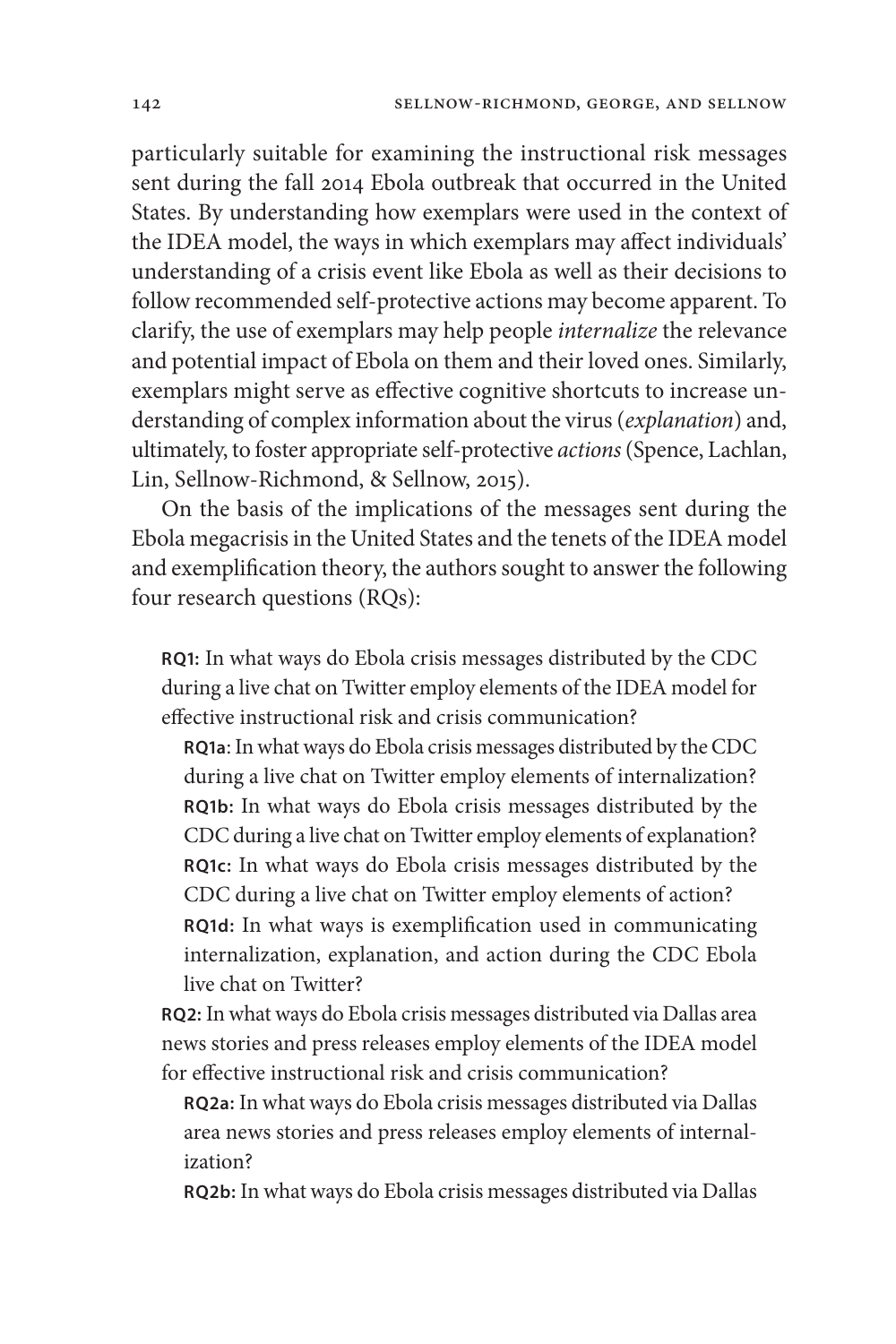particularly suitable for examining the instructional risk messages sent during the fall 2014 Ebola outbreak that occurred in the United States. By understanding how exemplars were used in the context of the IDEA model, the ways in which exemplars may affect individuals' understanding of a crisis event like Ebola as well as their decisions to follow recommended self-protective actions may become apparent. To clarify, the use of exemplars may help people *internalize* the relevance and potential impact of Ebola on them and their loved ones. Similarly, exemplars might serve as effective cognitive shortcuts to increase understanding of complex information about the virus (*explanation*) and, ultimately, to foster appropriate self-protective *actions* (Spence, Lachlan, Lin, Sellnow-Richmond, & Sellnow, 2015).

On the basis of the implications of the messages sent during the Ebola megacrisis in the United States and the tenets of the IDEA model and exemplification theory, the authors sought to answer the following four research questions (RQs):

> **RQ1:** In what ways do Ebola crisis messages distributed by the CDC during a live chat on Twitter employ elements of the IDEA model for effective instructional risk and crisis communication?
>
> > **RQ1a**: In what ways do Ebola crisis messages distributed by the CDC during a live chat on Twitter employ elements of internalization?
> > **RQ1b:** In what ways do Ebola crisis messages distributed by the CDC during a live chat on Twitter employ elements of explanation?
> > **RQ1c:** In what ways do Ebola crisis messages distributed by the CDC during a live chat on Twitter employ elements of action?
> > **RQ1d:** In what ways is exemplification used in communicating internalization, explanation, and action during the CDC Ebola live chat on Twitter?
>
> **RQ2:** In what ways do Ebola crisis messages distributed via Dallas area news stories and press releases employ elements of the IDEA model for effective instructional risk and crisis communication?
>
> > **RQ2a:** In what ways do Ebola crisis messages distributed via Dallas area news stories and press releases employ elements of internalization?
> > **RQ2b:** In what ways do Ebola crisis messages distributed via Dallas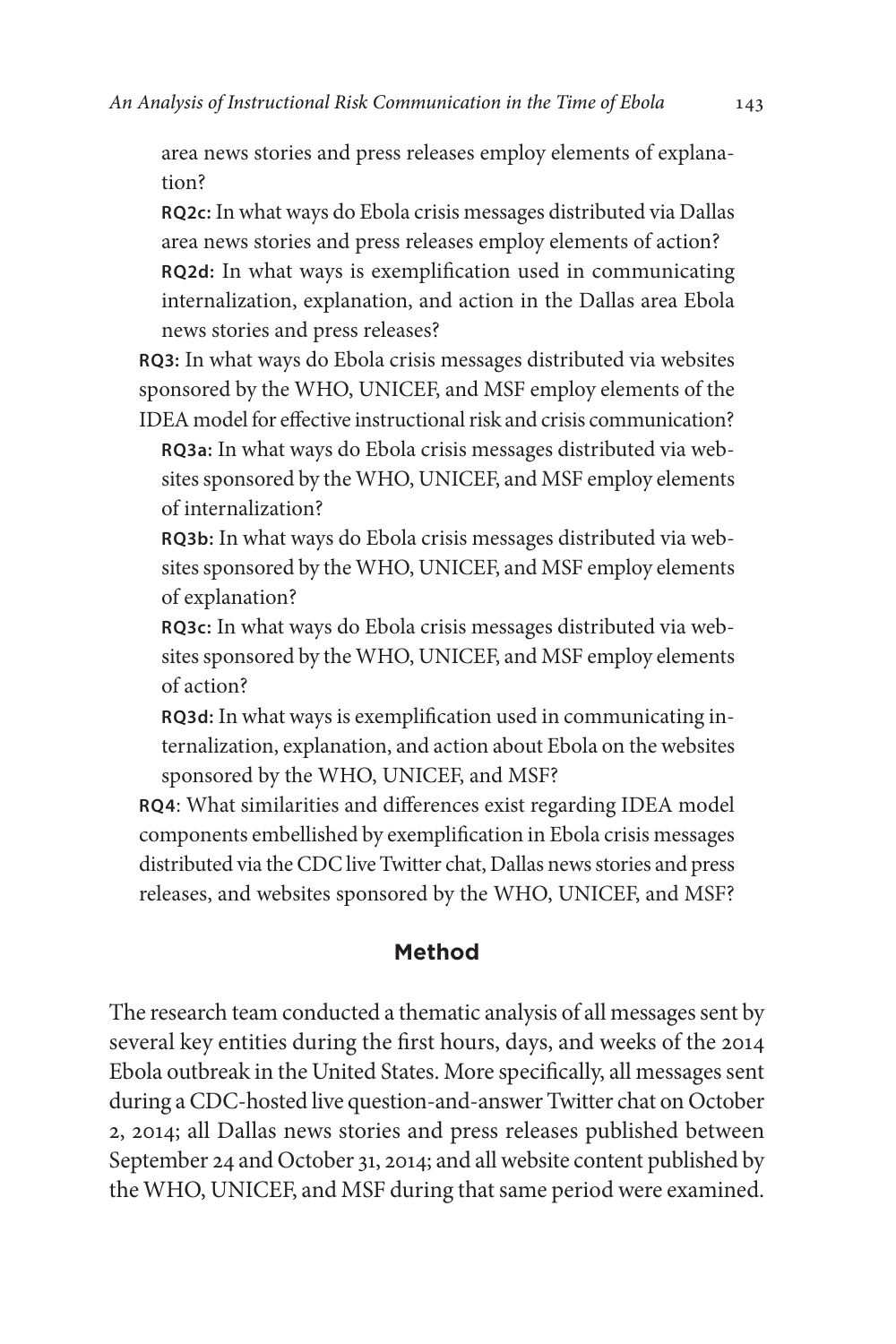area news stories and press releases employ elements of explanation?

**RQ2c:** In what ways do Ebola crisis messages distributed via Dallas area news stories and press releases employ elements of action?

**RQ2d:** In what ways is exemplification used in communicating internalization, explanation, and action in the Dallas area Ebola news stories and press releases?

**RQ3:** In what ways do Ebola crisis messages distributed via websites sponsored by the WHO, UNICEF, and MSF employ elements of the IDEA model for effective instructional risk and crisis communication?

**RQ3a:** In what ways do Ebola crisis messages distributed via websites sponsored by the WHO, UNICEF, and MSF employ elements of internalization?

**RQ3b:** In what ways do Ebola crisis messages distributed via websites sponsored by the WHO, UNICEF, and MSF employ elements of explanation?

**RQ3c:** In what ways do Ebola crisis messages distributed via websites sponsored by the WHO, UNICEF, and MSF employ elements of action?

**RQ3d:** In what ways is exemplification used in communicating internalization, explanation, and action about Ebola on the websites sponsored by the WHO, UNICEF, and MSF?

**RQ4**: What similarities and differences exist regarding IDEA model components embellished by exemplification in Ebola crisis messages distributed via the CDC live Twitter chat, Dallas news stories and press releases, and websites sponsored by the WHO, UNICEF, and MSF?

## Method

The research team conducted a thematic analysis of all messages sent by several key entities during the first hours, days, and weeks of the 2014 Ebola outbreak in the United States. More specifically, all messages sent during a CDC-hosted live question-and-answer Twitter chat on October 2, 2014; all Dallas news stories and press releases published between September 24 and October 31, 2014; and all website content published by the WHO, UNICEF, and MSF during that same period were examined.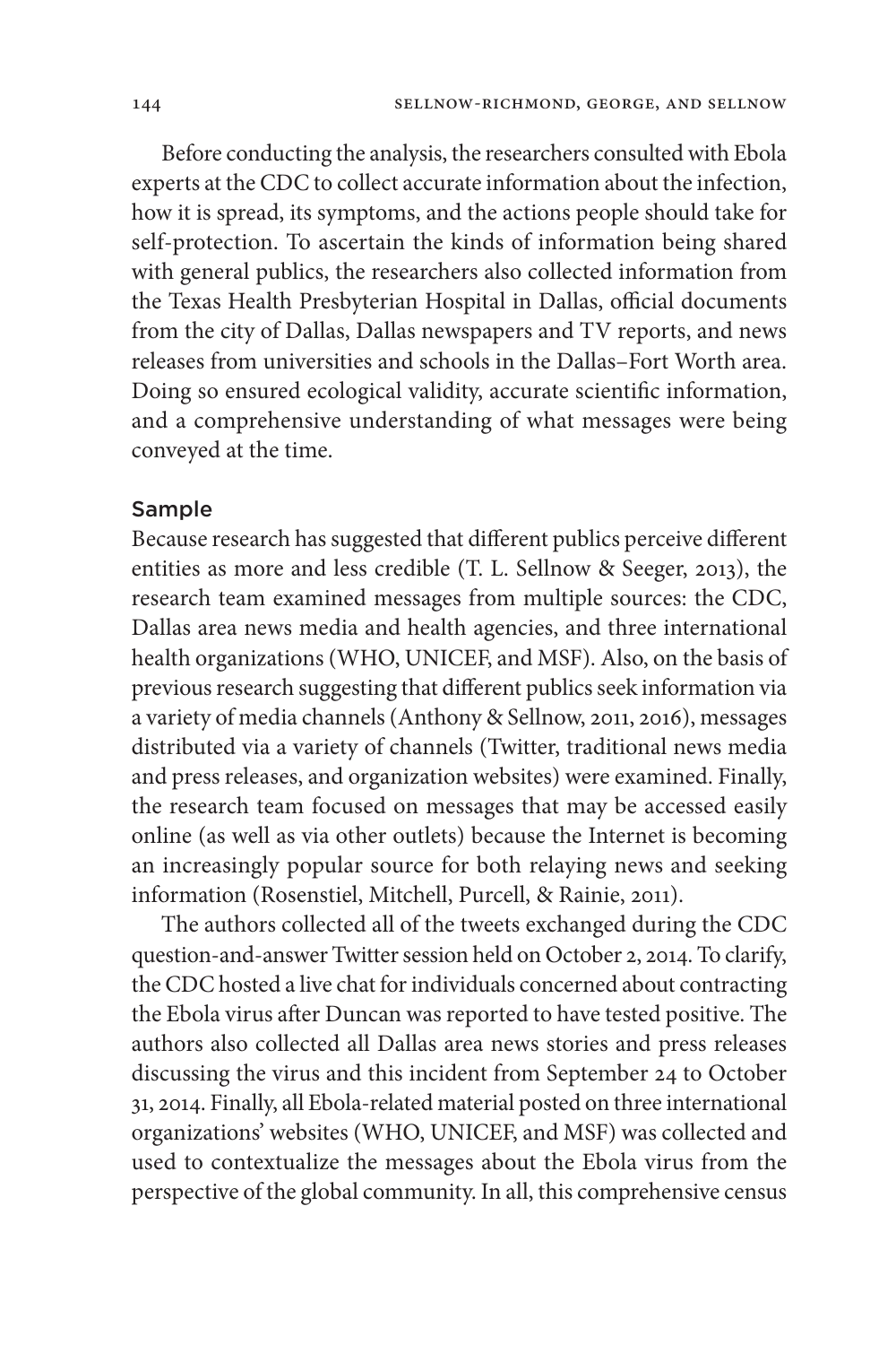Before conducting the analysis, the researchers consulted with Ebola experts at the CDC to collect accurate information about the infection, how it is spread, its symptoms, and the actions people should take for self-protection. To ascertain the kinds of information being shared with general publics, the researchers also collected information from the Texas Health Presbyterian Hospital in Dallas, official documents from the city of Dallas, Dallas newspapers and TV reports, and news releases from universities and schools in the Dallas–Fort Worth area. Doing so ensured ecological validity, accurate scientific information, and a comprehensive understanding of what messages were being conveyed at the time.

### Sample

Because research has suggested that different publics perceive different entities as more and less credible (T. L. Sellnow & Seeger, 2013), the research team examined messages from multiple sources: the CDC, Dallas area news media and health agencies, and three international health organizations (WHO, UNICEF, and MSF). Also, on the basis of previous research suggesting that different publics seek information via a variety of media channels (Anthony & Sellnow, 2011, 2016), messages distributed via a variety of channels (Twitter, traditional news media and press releases, and organization websites) were examined. Finally, the research team focused on messages that may be accessed easily online (as well as via other outlets) because the Internet is becoming an increasingly popular source for both relaying news and seeking information (Rosenstiel, Mitchell, Purcell, & Rainie, 2011).

The authors collected all of the tweets exchanged during the CDC question-and-answer Twitter session held on October 2, 2014. To clarify, the CDC hosted a live chat for individuals concerned about contracting the Ebola virus after Duncan was reported to have tested positive. The authors also collected all Dallas area news stories and press releases discussing the virus and this incident from September 24 to October 31, 2014. Finally, all Ebola-related material posted on three international organizations' websites (WHO, UNICEF, and MSF) was collected and used to contextualize the messages about the Ebola virus from the perspective of the global community. In all, this comprehensive census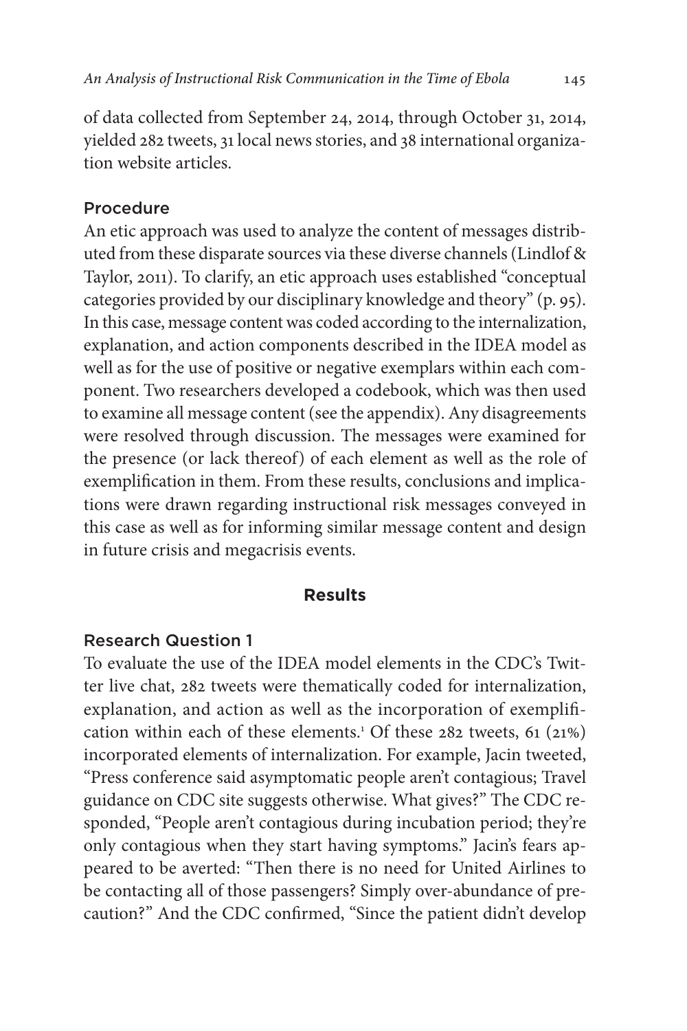of data collected from September 24, 2014, through October 31, 2014, yielded 282 tweets, 31 local news stories, and 38 international organization website articles.

### Procedure

An etic approach was used to analyze the content of messages distributed from these disparate sources via these diverse channels (Lindlof & Taylor, 2011). To clarify, an etic approach uses established "conceptual categories provided by our disciplinary knowledge and theory" (p. 95). In this case, message content was coded according to the internalization, explanation, and action components described in the IDEA model as well as for the use of positive or negative exemplars within each component. Two researchers developed a codebook, which was then used to examine all message content (see the appendix). Any disagreements were resolved through discussion. The messages were examined for the presence (or lack thereof) of each element as well as the role of exemplification in them. From these results, conclusions and implications were drawn regarding instructional risk messages conveyed in this case as well as for informing similar message content and design in future crisis and megacrisis events.

## Results

### Research Question 1

To evaluate the use of the IDEA model elements in the CDC's Twitter live chat, 282 tweets were thematically coded for internalization, explanation, and action as well as the incorporation of exemplification within each of these elements.[1] Of these 282 tweets, 61 (21%) incorporated elements of internalization. For example, Jacin tweeted, "Press conference said asymptomatic people aren't contagious; Travel guidance on CDC site suggests otherwise. What gives?" The CDC responded, "People aren't contagious during incubation period; they're only contagious when they start having symptoms." Jacin's fears appeared to be averted: "Then there is no need for United Airlines to be contacting all of those passengers? Simply over-abundance of precaution?" And the CDC confirmed, "Since the patient didn't develop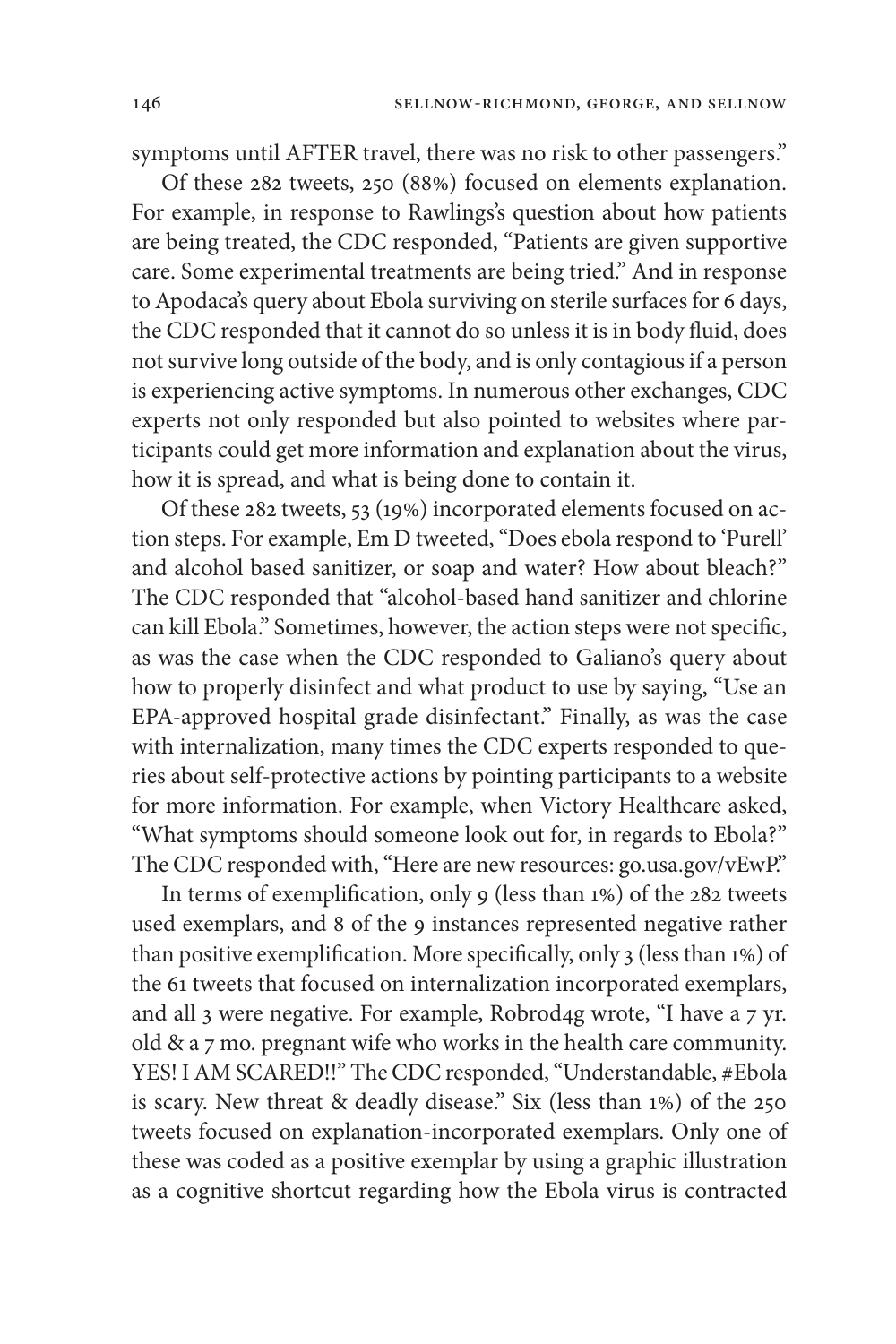symptoms until AFTER travel, there was no risk to other passengers."

Of these 282 tweets, 250 (88%) focused on elements explanation. For example, in response to Rawlings's question about how patients are being treated, the CDC responded, "Patients are given supportive care. Some experimental treatments are being tried." And in response to Apodaca's query about Ebola surviving on sterile surfaces for 6 days, the CDC responded that it cannot do so unless it is in body fluid, does not survive long outside of the body, and is only contagious if a person is experiencing active symptoms. In numerous other exchanges, CDC experts not only responded but also pointed to websites where participants could get more information and explanation about the virus, how it is spread, and what is being done to contain it.

Of these 282 tweets, 53 (19%) incorporated elements focused on action steps. For example, Em D tweeted, "Does ebola respond to 'Purell' and alcohol based sanitizer, or soap and water? How about bleach?" The CDC responded that "alcohol-based hand sanitizer and chlorine can kill Ebola." Sometimes, however, the action steps were not specific, as was the case when the CDC responded to Galiano's query about how to properly disinfect and what product to use by saying, "Use an EPA-approved hospital grade disinfectant." Finally, as was the case with internalization, many times the CDC experts responded to queries about self-protective actions by pointing participants to a website for more information. For example, when Victory Healthcare asked, "What symptoms should someone look out for, in regards to Ebola?" The CDC responded with, "Here are new resources: go.usa.gov/vEwP."

In terms of exemplification, only 9 (less than 1%) of the 282 tweets used exemplars, and 8 of the 9 instances represented negative rather than positive exemplification. More specifically, only 3 (less than 1%) of the 61 tweets that focused on internalization incorporated exemplars, and all 3 were negative. For example, Robrod4g wrote, "I have a 7 yr. old & a 7 mo. pregnant wife who works in the health care community. YES! I AM SCARED!!" The CDC responded, "Understandable, #Ebola is scary. New threat & deadly disease." Six (less than 1%) of the 250 tweets focused on explanation-incorporated exemplars. Only one of these was coded as a positive exemplar by using a graphic illustration as a cognitive shortcut regarding how the Ebola virus is contracted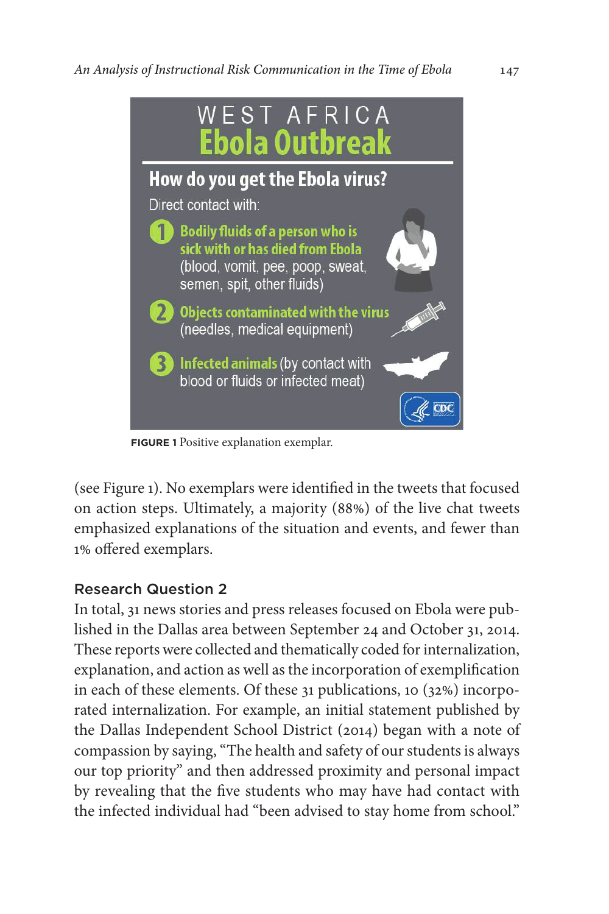WEST AFRICA
**Ebola Outbreak**

**How do you get the Ebola virus?**

Direct contact with:

1. **Bodily fluids of a person who is sick with or has died from Ebola** (blood, vomit, pee, poop, sweat, semen, spit, other fluids)
2. **Objects contaminated with the virus** (needles, medical equipment)
3. **Infected animals** (by contact with blood or fluids or infected meat)

CDC

**FIGURE 1** Positive explanation exemplar.

(see Figure 1). No exemplars were identified in the tweets that focused on action steps. Ultimately, a majority (88%) of the live chat tweets emphasized explanations of the situation and events, and fewer than 1% offered exemplars.

### Research Question 2

In total, 31 news stories and press releases focused on Ebola were published in the Dallas area between September 24 and October 31, 2014. These reports were collected and thematically coded for internalization, explanation, and action as well as the incorporation of exemplification in each of these elements. Of these 31 publications, 10 (32%) incorporated internalization. For example, an initial statement published by the Dallas Independent School District (2014) began with a note of compassion by saying, "The health and safety of our students is always our top priority" and then addressed proximity and personal impact by revealing that the five students who may have had contact with the infected individual had "been advised to stay home from school."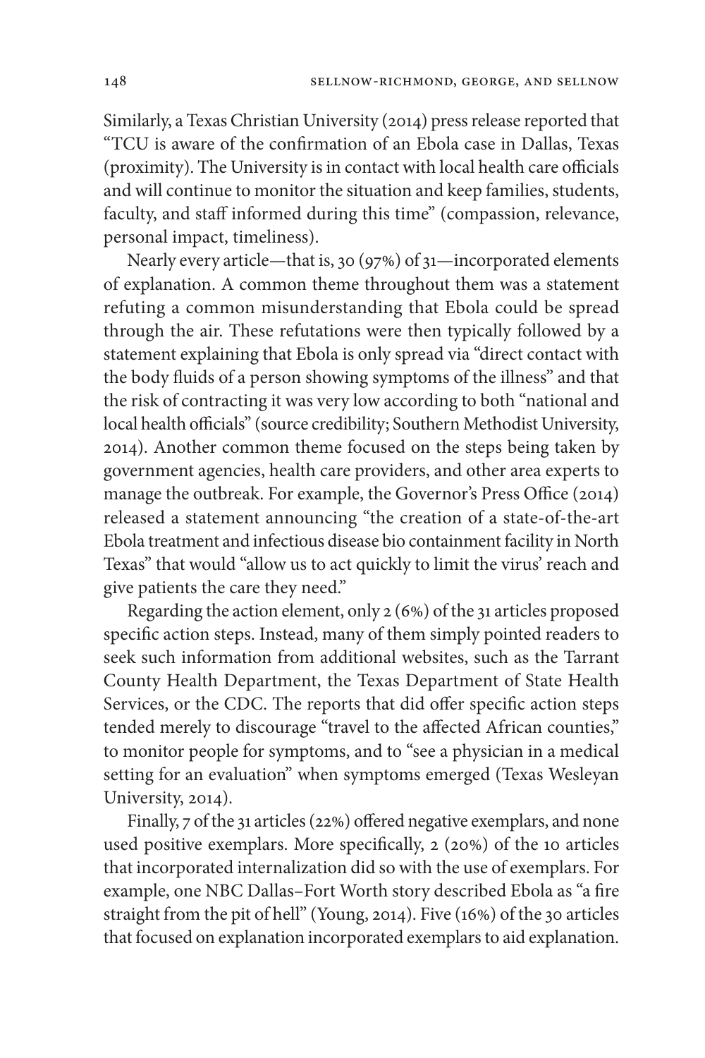Similarly, a Texas Christian University (2014) press release reported that "TCU is aware of the confirmation of an Ebola case in Dallas, Texas (proximity). The University is in contact with local health care officials and will continue to monitor the situation and keep families, students, faculty, and staff informed during this time" (compassion, relevance, personal impact, timeliness).

Nearly every article—that is, 30 (97%) of 31—incorporated elements of explanation. A common theme throughout them was a statement refuting a common misunderstanding that Ebola could be spread through the air. These refutations were then typically followed by a statement explaining that Ebola is only spread via "direct contact with the body fluids of a person showing symptoms of the illness" and that the risk of contracting it was very low according to both "national and local health officials" (source credibility; Southern Methodist University, 2014). Another common theme focused on the steps being taken by government agencies, health care providers, and other area experts to manage the outbreak. For example, the Governor's Press Office (2014) released a statement announcing "the creation of a state-of-the-art Ebola treatment and infectious disease bio containment facility in North Texas" that would "allow us to act quickly to limit the virus' reach and give patients the care they need."

Regarding the action element, only 2 (6%) of the 31 articles proposed specific action steps. Instead, many of them simply pointed readers to seek such information from additional websites, such as the Tarrant County Health Department, the Texas Department of State Health Services, or the CDC. The reports that did offer specific action steps tended merely to discourage "travel to the affected African counties," to monitor people for symptoms, and to "see a physician in a medical setting for an evaluation" when symptoms emerged (Texas Wesleyan University, 2014).

Finally, 7 of the 31 articles (22%) offered negative exemplars, and none used positive exemplars. More specifically, 2 (20%) of the 10 articles that incorporated internalization did so with the use of exemplars. For example, one NBC Dallas–Fort Worth story described Ebola as "a fire straight from the pit of hell" (Young, 2014). Five (16%) of the 30 articles that focused on explanation incorporated exemplars to aid explanation.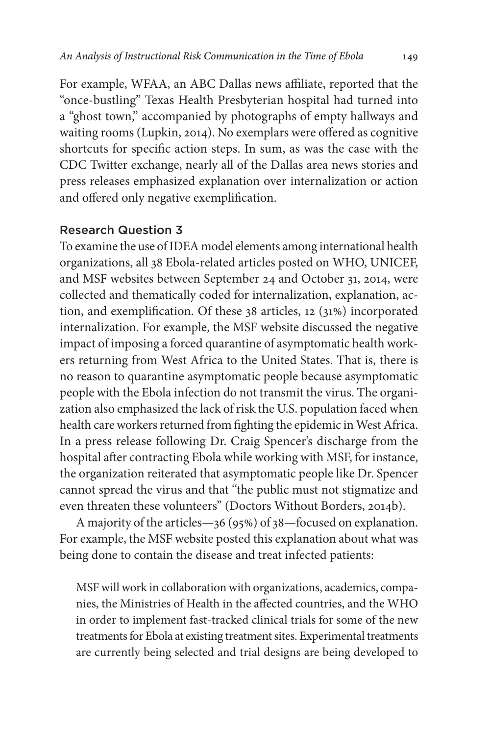For example, WFAA, an ABC Dallas news affiliate, reported that the "once-bustling" Texas Health Presbyterian hospital had turned into a "ghost town," accompanied by photographs of empty hallways and waiting rooms (Lupkin, 2014). No exemplars were offered as cognitive shortcuts for specific action steps. In sum, as was the case with the CDC Twitter exchange, nearly all of the Dallas area news stories and press releases emphasized explanation over internalization or action and offered only negative exemplification.

### Research Question 3

To examine the use of IDEA model elements among international health organizations, all 38 Ebola-related articles posted on WHO, UNICEF, and MSF websites between September 24 and October 31, 2014, were collected and thematically coded for internalization, explanation, action, and exemplification. Of these 38 articles, 12 (31%) incorporated internalization. For example, the MSF website discussed the negative impact of imposing a forced quarantine of asymptomatic health workers returning from West Africa to the United States. That is, there is no reason to quarantine asymptomatic people because asymptomatic people with the Ebola infection do not transmit the virus. The organization also emphasized the lack of risk the U.S. population faced when health care workers returned from fighting the epidemic in West Africa. In a press release following Dr. Craig Spencer's discharge from the hospital after contracting Ebola while working with MSF, for instance, the organization reiterated that asymptomatic people like Dr. Spencer cannot spread the virus and that "the public must not stigmatize and even threaten these volunteers" (Doctors Without Borders, 2014b).

A majority of the articles—36 (95%) of 38—focused on explanation. For example, the MSF website posted this explanation about what was being done to contain the disease and treat infected patients:

> MSF will work in collaboration with organizations, academics, companies, the Ministries of Health in the affected countries, and the WHO in order to implement fast-tracked clinical trials for some of the new treatments for Ebola at existing treatment sites. Experimental treatments are currently being selected and trial designs are being developed to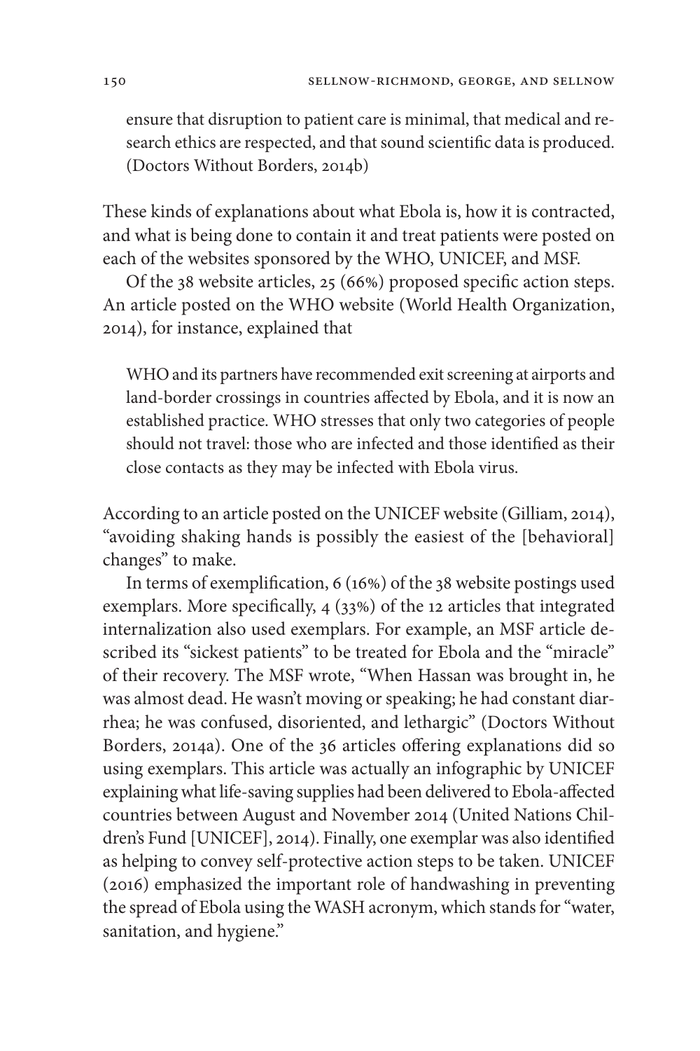> ensure that disruption to patient care is minimal, that medical and research ethics are respected, and that sound scientific data is produced. (Doctors Without Borders, 2014b)

These kinds of explanations about what Ebola is, how it is contracted, and what is being done to contain it and treat patients were posted on each of the websites sponsored by the WHO, UNICEF, and MSF.

Of the 38 website articles, 25 (66%) proposed specific action steps. An article posted on the WHO website (World Health Organization, 2014), for instance, explained that

> WHO and its partners have recommended exit screening at airports and land-border crossings in countries affected by Ebola, and it is now an established practice. WHO stresses that only two categories of people should not travel: those who are infected and those identified as their close contacts as they may be infected with Ebola virus.

According to an article posted on the UNICEF website (Gilliam, 2014), "avoiding shaking hands is possibly the easiest of the [behavioral] changes" to make.

In terms of exemplification, 6 (16%) of the 38 website postings used exemplars. More specifically, 4 (33%) of the 12 articles that integrated internalization also used exemplars. For example, an MSF article described its "sickest patients" to be treated for Ebola and the "miracle" of their recovery. The MSF wrote, "When Hassan was brought in, he was almost dead. He wasn't moving or speaking; he had constant diarrhea; he was confused, disoriented, and lethargic" (Doctors Without Borders, 2014a). One of the 36 articles offering explanations did so using exemplars. This article was actually an infographic by UNICEF explaining what life-saving supplies had been delivered to Ebola-affected countries between August and November 2014 (United Nations Children's Fund [UNICEF], 2014). Finally, one exemplar was also identified as helping to convey self-protective action steps to be taken. UNICEF (2016) emphasized the important role of handwashing in preventing the spread of Ebola using the WASH acronym, which stands for "water, sanitation, and hygiene."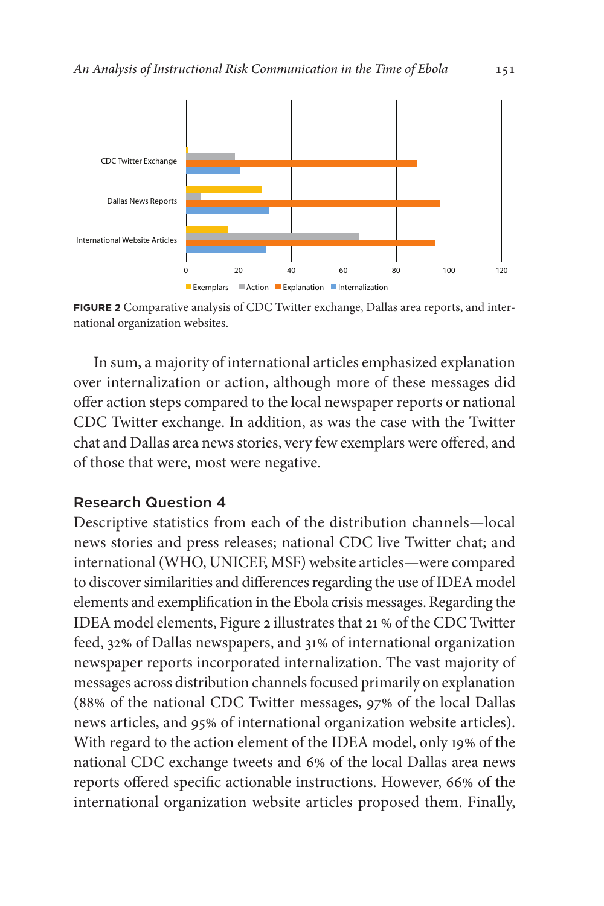**FIGURE 2** Comparative analysis of CDC Twitter exchange, Dallas area reports, and international organization websites.

In sum, a majority of international articles emphasized explanation over internalization or action, although more of these messages did offer action steps compared to the local newspaper reports or national CDC Twitter exchange. In addition, as was the case with the Twitter chat and Dallas area news stories, very few exemplars were offered, and of those that were, most were negative.

## Research Question 4

Descriptive statistics from each of the distribution channels—local news stories and press releases; national CDC live Twitter chat; and international (WHO, UNICEF, MSF) website articles—were compared to discover similarities and differences regarding the use of IDEA model elements and exemplification in the Ebola crisis messages. Regarding the IDEA model elements, Figure 2 illustrates that 21 % of the CDC Twitter feed, 32% of Dallas newspapers, and 31% of international organization newspaper reports incorporated internalization. The vast majority of messages across distribution channels focused primarily on explanation (88% of the national CDC Twitter messages, 97% of the local Dallas news articles, and 95% of international organization website articles). With regard to the action element of the IDEA model, only 19% of the national CDC exchange tweets and 6% of the local Dallas area news reports offered specific actionable instructions. However, 66% of the international organization website articles proposed them. Finally,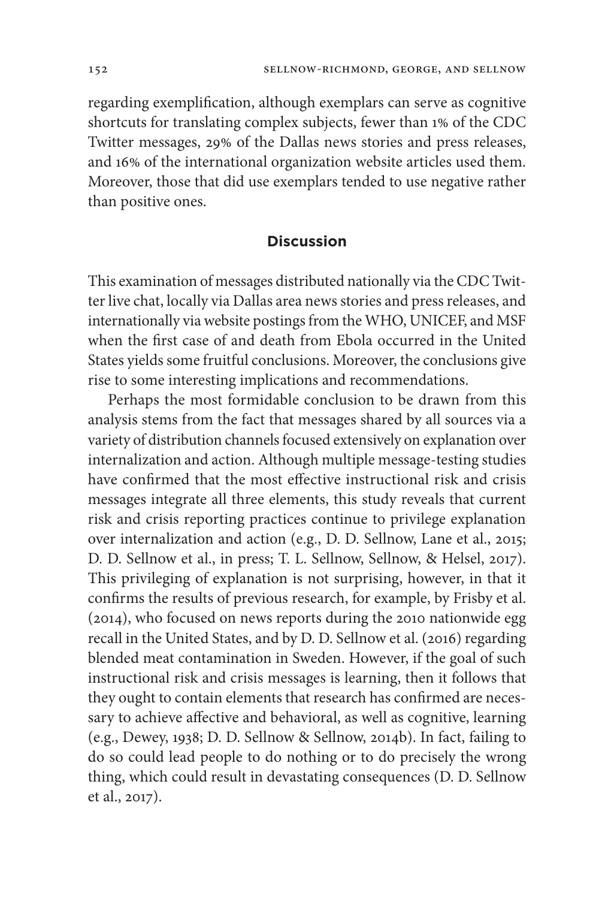regarding exemplification, although exemplars can serve as cognitive shortcuts for translating complex subjects, fewer than 1% of the CDC Twitter messages, 29% of the Dallas news stories and press releases, and 16% of the international organization website articles used them. Moreover, those that did use exemplars tended to use negative rather than positive ones.

## Discussion

This examination of messages distributed nationally via the CDC Twitter live chat, locally via Dallas area news stories and press releases, and internationally via website postings from the WHO, UNICEF, and MSF when the first case of and death from Ebola occurred in the United States yields some fruitful conclusions. Moreover, the conclusions give rise to some interesting implications and recommendations.

Perhaps the most formidable conclusion to be drawn from this analysis stems from the fact that messages shared by all sources via a variety of distribution channels focused extensively on explanation over internalization and action. Although multiple message-testing studies have confirmed that the most effective instructional risk and crisis messages integrate all three elements, this study reveals that current risk and crisis reporting practices continue to privilege explanation over internalization and action (e.g., D. D. Sellnow, Lane et al., 2015; D. D. Sellnow et al., in press; T. L. Sellnow, Sellnow, & Helsel, 2017). This privileging of explanation is not surprising, however, in that it confirms the results of previous research, for example, by Frisby et al. (2014), who focused on news reports during the 2010 nationwide egg recall in the United States, and by D. D. Sellnow et al. (2016) regarding blended meat contamination in Sweden. However, if the goal of such instructional risk and crisis messages is learning, then it follows that they ought to contain elements that research has confirmed are necessary to achieve affective and behavioral, as well as cognitive, learning (e.g., Dewey, 1938; D. D. Sellnow & Sellnow, 2014b). In fact, failing to do so could lead people to do nothing or to do precisely the wrong thing, which could result in devastating consequences (D. D. Sellnow et al., 2017).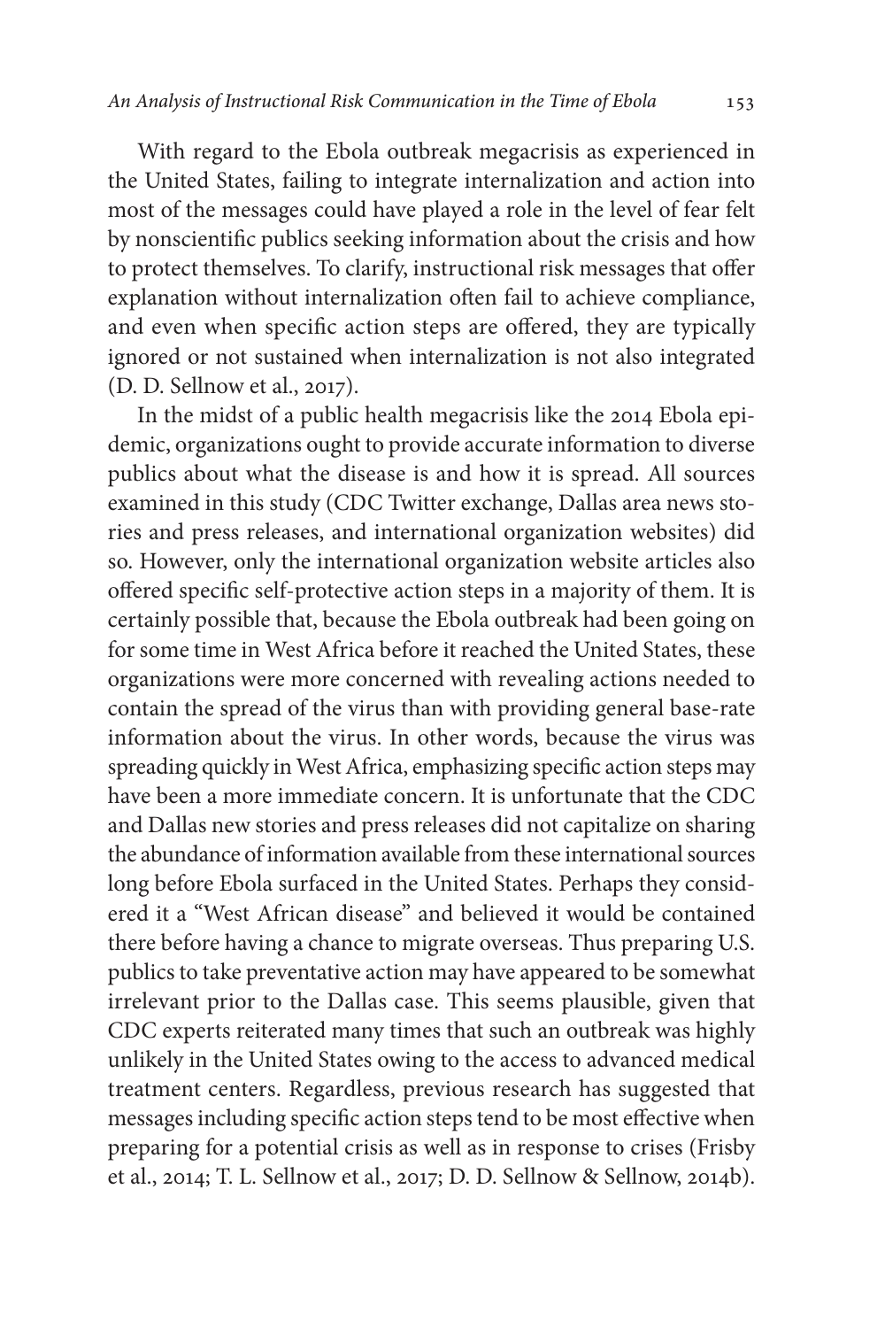With regard to the Ebola outbreak megacrisis as experienced in the United States, failing to integrate internalization and action into most of the messages could have played a role in the level of fear felt by nonscientific publics seeking information about the crisis and how to protect themselves. To clarify, instructional risk messages that offer explanation without internalization often fail to achieve compliance, and even when specific action steps are offered, they are typically ignored or not sustained when internalization is not also integrated (D. D. Sellnow et al., 2017).

In the midst of a public health megacrisis like the 2014 Ebola epidemic, organizations ought to provide accurate information to diverse publics about what the disease is and how it is spread. All sources examined in this study (CDC Twitter exchange, Dallas area news stories and press releases, and international organization websites) did so. However, only the international organization website articles also offered specific self-protective action steps in a majority of them. It is certainly possible that, because the Ebola outbreak had been going on for some time in West Africa before it reached the United States, these organizations were more concerned with revealing actions needed to contain the spread of the virus than with providing general base-rate information about the virus. In other words, because the virus was spreading quickly in West Africa, emphasizing specific action steps may have been a more immediate concern. It is unfortunate that the CDC and Dallas new stories and press releases did not capitalize on sharing the abundance of information available from these international sources long before Ebola surfaced in the United States. Perhaps they considered it a "West African disease" and believed it would be contained there before having a chance to migrate overseas. Thus preparing U.S. publics to take preventative action may have appeared to be somewhat irrelevant prior to the Dallas case. This seems plausible, given that CDC experts reiterated many times that such an outbreak was highly unlikely in the United States owing to the access to advanced medical treatment centers. Regardless, previous research has suggested that messages including specific action steps tend to be most effective when preparing for a potential crisis as well as in response to crises (Frisby et al., 2014; T. L. Sellnow et al., 2017; D. D. Sellnow & Sellnow, 2014b).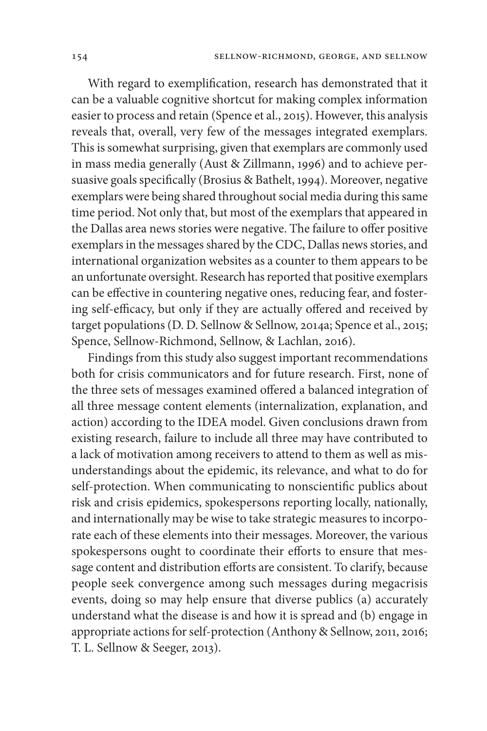With regard to exemplification, research has demonstrated that it can be a valuable cognitive shortcut for making complex information easier to process and retain (Spence et al., 2015). However, this analysis reveals that, overall, very few of the messages integrated exemplars. This is somewhat surprising, given that exemplars are commonly used in mass media generally (Aust & Zillmann, 1996) and to achieve persuasive goals specifically (Brosius & Bathelt, 1994). Moreover, negative exemplars were being shared throughout social media during this same time period. Not only that, but most of the exemplars that appeared in the Dallas area news stories were negative. The failure to offer positive exemplars in the messages shared by the CDC, Dallas news stories, and international organization websites as a counter to them appears to be an unfortunate oversight. Research has reported that positive exemplars can be effective in countering negative ones, reducing fear, and fostering self-efficacy, but only if they are actually offered and received by target populations (D. D. Sellnow & Sellnow, 2014a; Spence et al., 2015; Spence, Sellnow-Richmond, Sellnow, & Lachlan, 2016).

Findings from this study also suggest important recommendations both for crisis communicators and for future research. First, none of the three sets of messages examined offered a balanced integration of all three message content elements (internalization, explanation, and action) according to the IDEA model. Given conclusions drawn from existing research, failure to include all three may have contributed to a lack of motivation among receivers to attend to them as well as misunderstandings about the epidemic, its relevance, and what to do for self-protection. When communicating to nonscientific publics about risk and crisis epidemics, spokespersons reporting locally, nationally, and internationally may be wise to take strategic measures to incorporate each of these elements into their messages. Moreover, the various spokespersons ought to coordinate their efforts to ensure that message content and distribution efforts are consistent. To clarify, because people seek convergence among such messages during megacrisis events, doing so may help ensure that diverse publics (a) accurately understand what the disease is and how it is spread and (b) engage in appropriate actions for self-protection (Anthony & Sellnow, 2011, 2016; T. L. Sellnow & Seeger, 2013).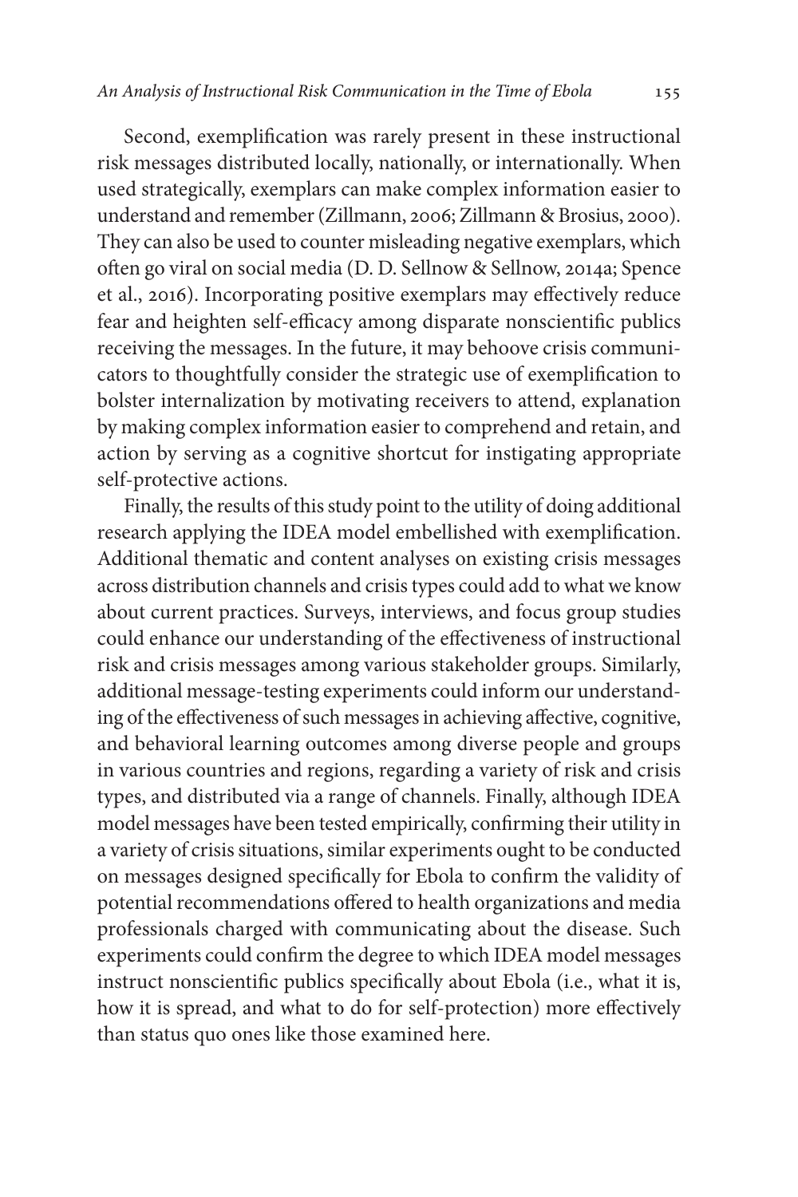Second, exemplification was rarely present in these instructional risk messages distributed locally, nationally, or internationally. When used strategically, exemplars can make complex information easier to understand and remember (Zillmann, 2006; Zillmann & Brosius, 2000). They can also be used to counter misleading negative exemplars, which often go viral on social media (D. D. Sellnow & Sellnow, 2014a; Spence et al., 2016). Incorporating positive exemplars may effectively reduce fear and heighten self-efficacy among disparate nonscientific publics receiving the messages. In the future, it may behoove crisis communicators to thoughtfully consider the strategic use of exemplification to bolster internalization by motivating receivers to attend, explanation by making complex information easier to comprehend and retain, and action by serving as a cognitive shortcut for instigating appropriate self-protective actions.

Finally, the results of this study point to the utility of doing additional research applying the IDEA model embellished with exemplification. Additional thematic and content analyses on existing crisis messages across distribution channels and crisis types could add to what we know about current practices. Surveys, interviews, and focus group studies could enhance our understanding of the effectiveness of instructional risk and crisis messages among various stakeholder groups. Similarly, additional message-testing experiments could inform our understanding of the effectiveness of such messages in achieving affective, cognitive, and behavioral learning outcomes among diverse people and groups in various countries and regions, regarding a variety of risk and crisis types, and distributed via a range of channels. Finally, although IDEA model messages have been tested empirically, confirming their utility in a variety of crisis situations, similar experiments ought to be conducted on messages designed specifically for Ebola to confirm the validity of potential recommendations offered to health organizations and media professionals charged with communicating about the disease. Such experiments could confirm the degree to which IDEA model messages instruct nonscientific publics specifically about Ebola (i.e., what it is, how it is spread, and what to do for self-protection) more effectively than status quo ones like those examined here.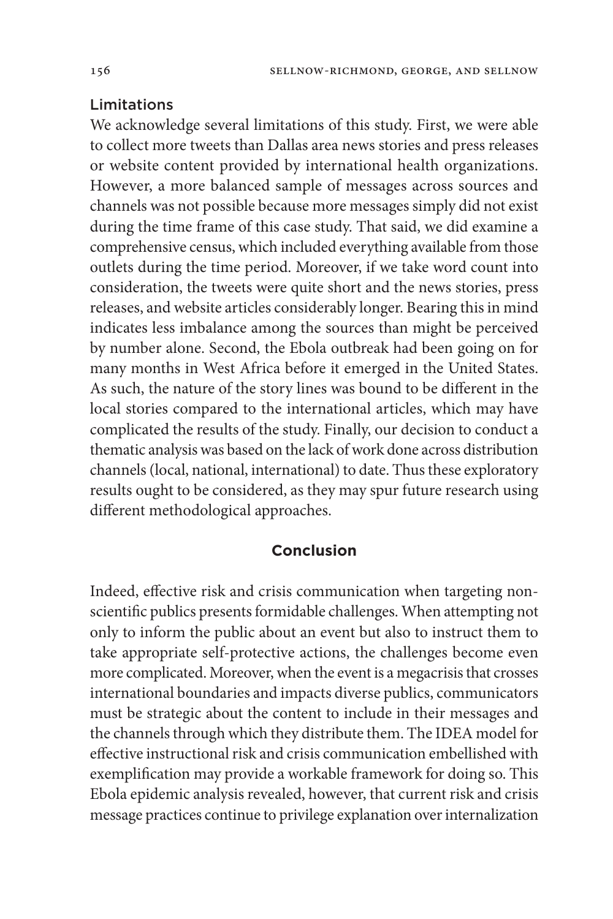### Limitations

We acknowledge several limitations of this study. First, we were able to collect more tweets than Dallas area news stories and press releases or website content provided by international health organizations. However, a more balanced sample of messages across sources and channels was not possible because more messages simply did not exist during the time frame of this case study. That said, we did examine a comprehensive census, which included everything available from those outlets during the time period. Moreover, if we take word count into consideration, the tweets were quite short and the news stories, press releases, and website articles considerably longer. Bearing this in mind indicates less imbalance among the sources than might be perceived by number alone. Second, the Ebola outbreak had been going on for many months in West Africa before it emerged in the United States. As such, the nature of the story lines was bound to be different in the local stories compared to the international articles, which may have complicated the results of the study. Finally, our decision to conduct a thematic analysis was based on the lack of work done across distribution channels (local, national, international) to date. Thus these exploratory results ought to be considered, as they may spur future research using different methodological approaches.

## Conclusion

Indeed, effective risk and crisis communication when targeting non-scientific publics presents formidable challenges. When attempting not only to inform the public about an event but also to instruct them to take appropriate self-protective actions, the challenges become even more complicated. Moreover, when the event is a megacrisis that crosses international boundaries and impacts diverse publics, communicators must be strategic about the content to include in their messages and the channels through which they distribute them. The IDEA model for effective instructional risk and crisis communication embellished with exemplification may provide a workable framework for doing so. This Ebola epidemic analysis revealed, however, that current risk and crisis message practices continue to privilege explanation over internalization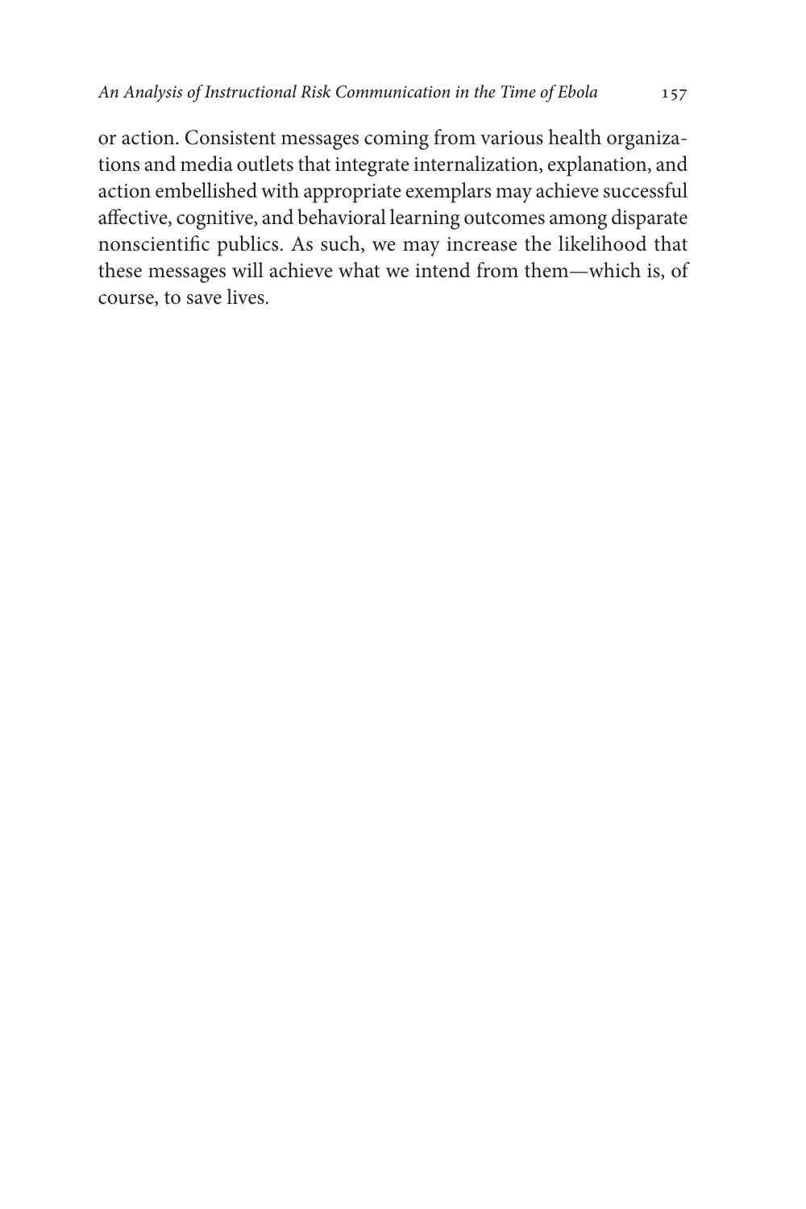or action. Consistent messages coming from various health organizations and media outlets that integrate internalization, explanation, and action embellished with appropriate exemplars may achieve successful affective, cognitive, and behavioral learning outcomes among disparate nonscientific publics. As such, we may increase the likelihood that these messages will achieve what we intend from them—which is, of course, to save lives.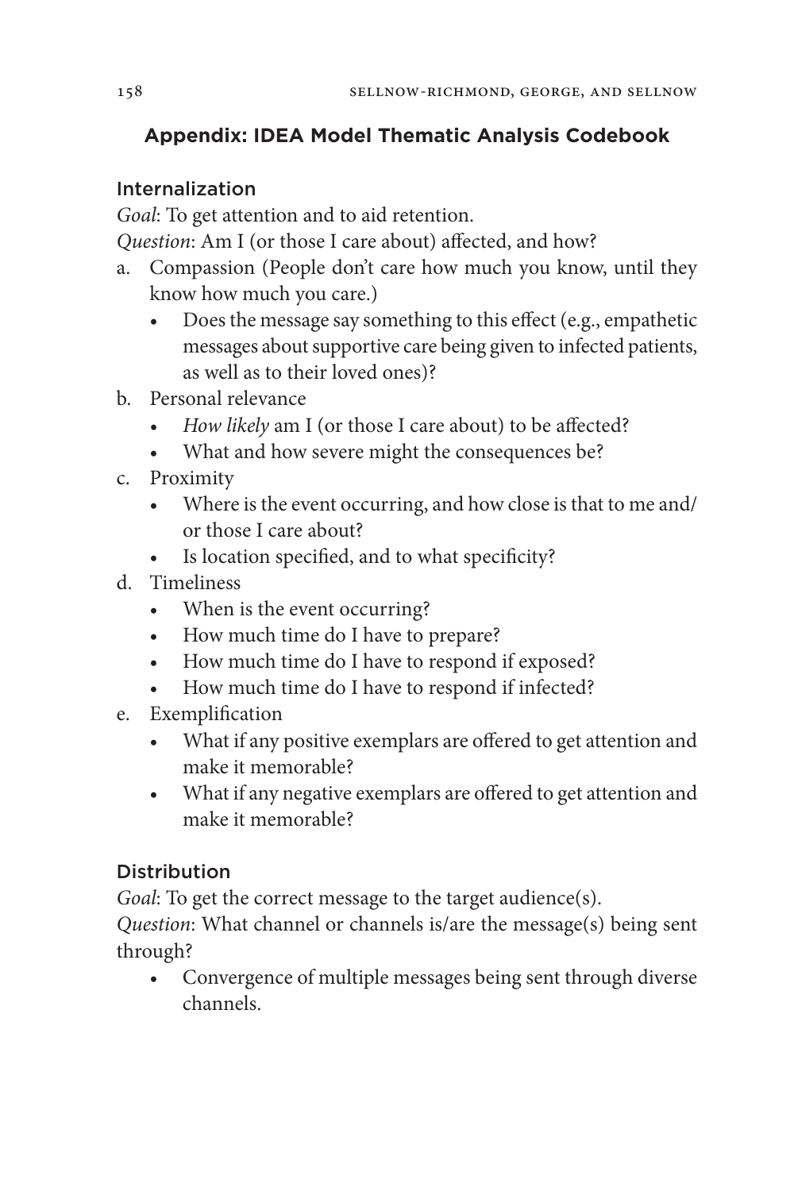## Appendix: IDEA Model Thematic Analysis Codebook

### Internalization

*Goal*: To get attention and to aid retention.

*Question*: Am I (or those I care about) affected, and how?

a. Compassion (People don't care how much you know, until they know how much you care.)
    - Does the message say something to this effect (e.g., empathetic messages about supportive care being given to infected patients, as well as to their loved ones)?
b. Personal relevance
    - *How likely* am I (or those I care about) to be affected?
    - What and how severe might the consequences be?
c. Proximity
    - Where is the event occurring, and how close is that to me and/or those I care about?
    - Is location specified, and to what specificity?
d. Timeliness
    - When is the event occurring?
    - How much time do I have to prepare?
    - How much time do I have to respond if exposed?
    - How much time do I have to respond if infected?
e. Exemplification
    - What if any positive exemplars are offered to get attention and make it memorable?
    - What if any negative exemplars are offered to get attention and make it memorable?

### Distribution

*Goal*: To get the correct message to the target audience(s).

*Question*: What channel or channels is/are the message(s) being sent through?

- Convergence of multiple messages being sent through diverse channels.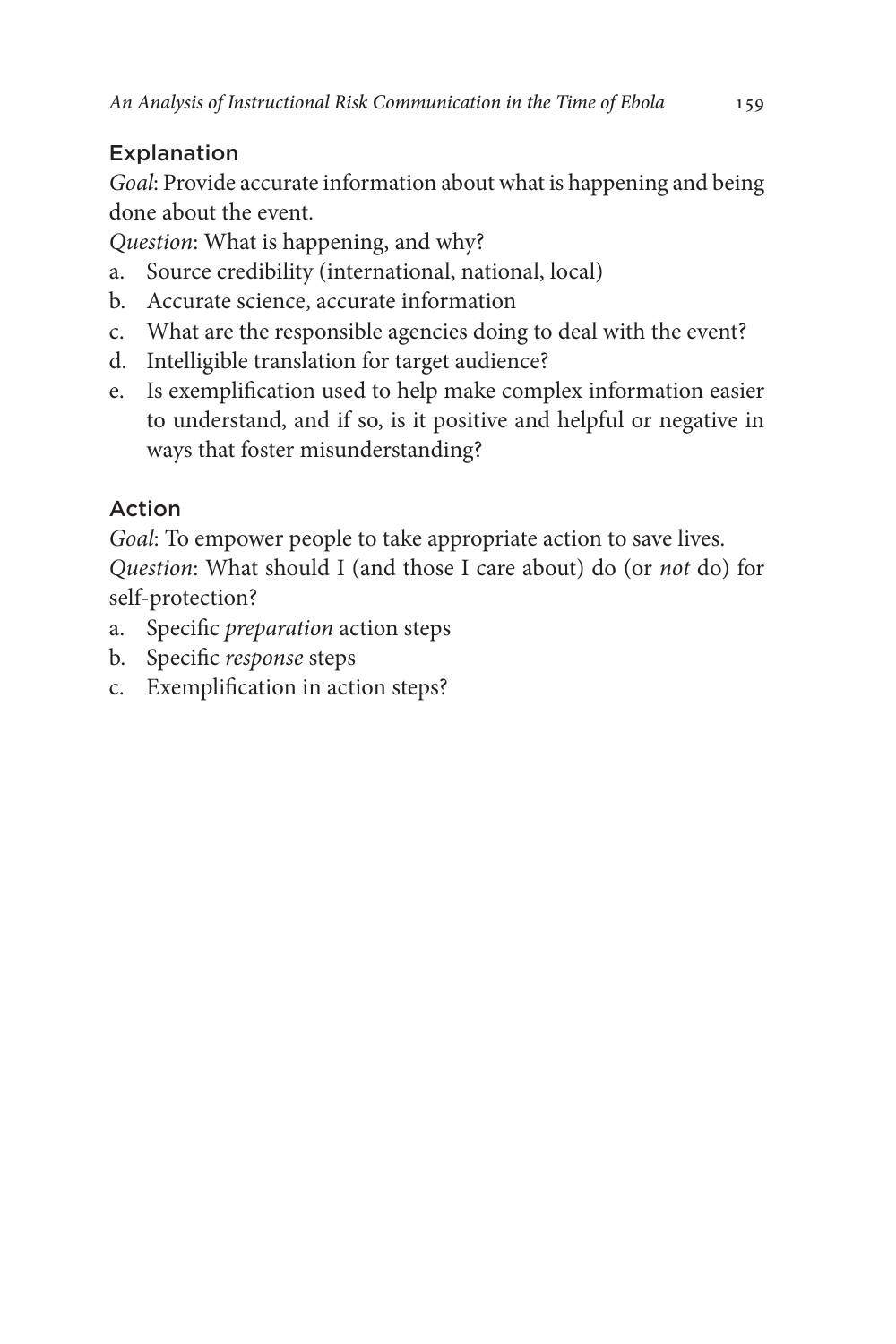### Explanation

*Goal*: Provide accurate information about what is happening and being done about the event.

*Question*: What is happening, and why?

a. Source credibility (international, national, local)
b. Accurate science, accurate information
c. What are the responsible agencies doing to deal with the event?
d. Intelligible translation for target audience?
e. Is exemplification used to help make complex information easier to understand, and if so, is it positive and helpful or negative in ways that foster misunderstanding?

### Action

*Goal*: To empower people to take appropriate action to save lives.

*Question*: What should I (and those I care about) do (or *not* do) for self-protection?

a. Specific *preparation* action steps
b. Specific *response* steps
c. Exemplification in action steps?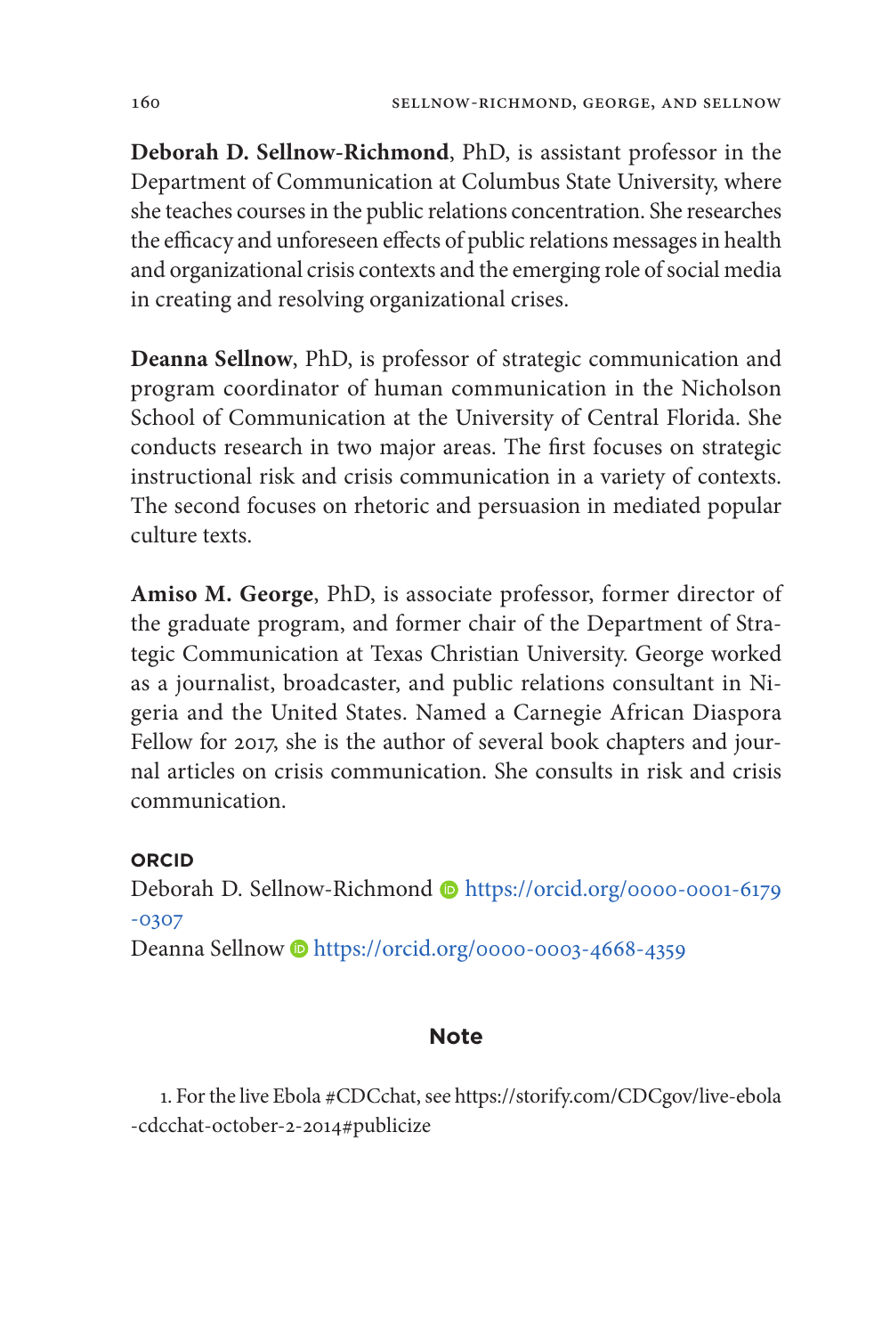**Deborah D. Sellnow-Richmond**, PhD, is assistant professor in the Department of Communication at Columbus State University, where she teaches courses in the public relations concentration. She researches the efficacy and unforeseen effects of public relations messages in health and organizational crisis contexts and the emerging role of social media in creating and resolving organizational crises.

**Deanna Sellnow**, PhD, is professor of strategic communication and program coordinator of human communication in the Nicholson School of Communication at the University of Central Florida. She conducts research in two major areas. The first focuses on strategic instructional risk and crisis communication in a variety of contexts. The second focuses on rhetoric and persuasion in mediated popular culture texts.

**Amiso M. George**, PhD, is associate professor, former director of the graduate program, and former chair of the Department of Strategic Communication at Texas Christian University. George worked as a journalist, broadcaster, and public relations consultant in Nigeria and the United States. Named a Carnegie African Diaspora Fellow for 2017, she is the author of several book chapters and journal articles on crisis communication. She consults in risk and crisis communication.

**ORCID**

Deborah D. Sellnow-Richmond https://orcid.org/0000-0001-6179-0307
Deanna Sellnow https://orcid.org/0000-0003-4668-4359

## Note

1. For the live Ebola #CDCchat, see https://storify.com/CDCgov/live-ebola-cdcchat-october-2-2014#publicize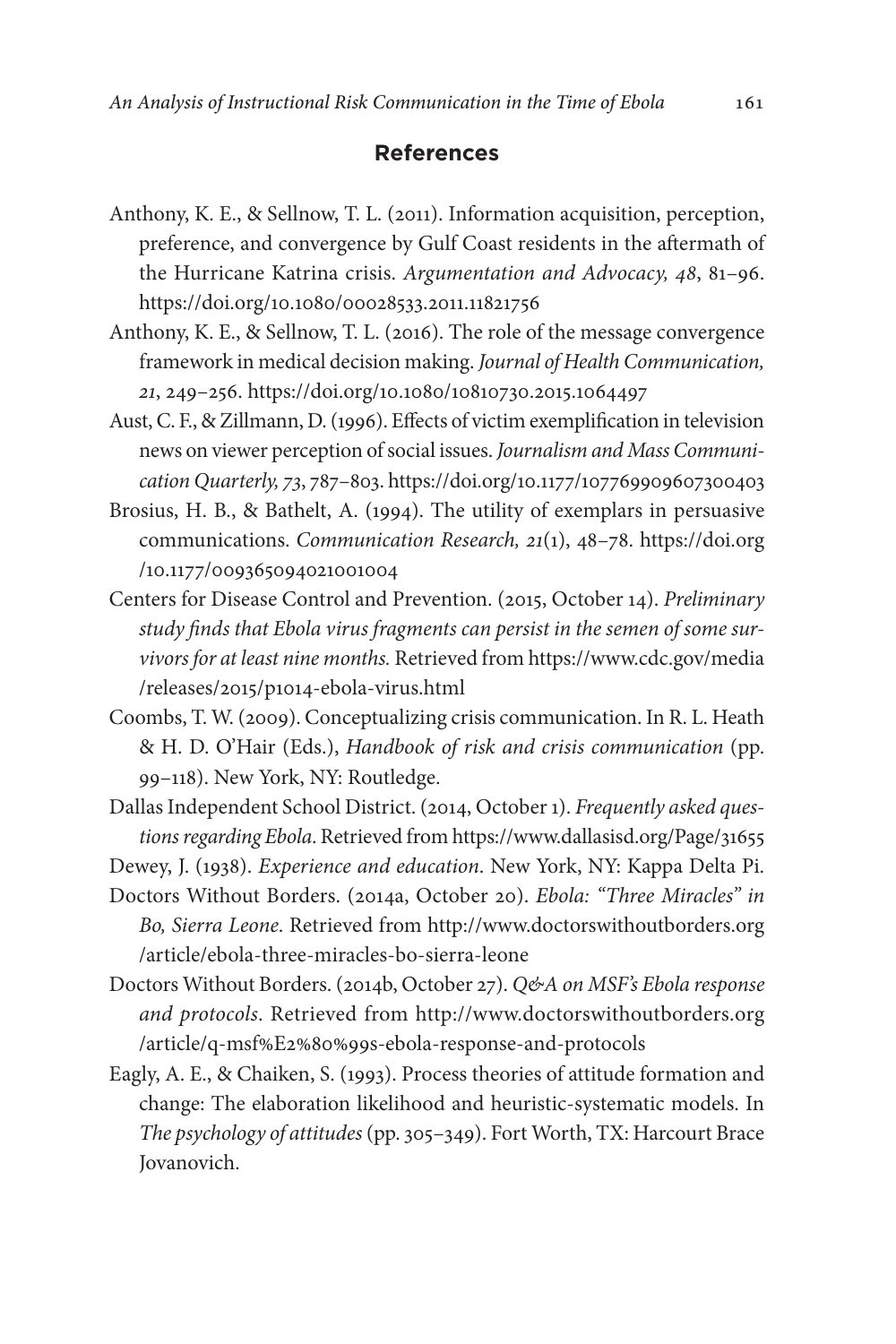## References

Anthony, K. E., & Sellnow, T. L. (2011). Information acquisition, perception, preference, and convergence by Gulf Coast residents in the aftermath of the Hurricane Katrina crisis. *Argumentation and Advocacy, 48*, 81–96. https://doi.org/10.1080/00028533.2011.11821756

Anthony, K. E., & Sellnow, T. L. (2016). The role of the message convergence framework in medical decision making. *Journal of Health Communication, 21*, 249–256. https://doi.org/10.1080/10810730.2015.1064497

Aust, C. F., & Zillmann, D. (1996). Effects of victim exemplification in television news on viewer perception of social issues. *Journalism and Mass Communication Quarterly, 73*, 787–803. https://doi.org/10.1177/107769909607300403

Brosius, H. B., & Bathelt, A. (1994). The utility of exemplars in persuasive communications. *Communication Research, 21*(1), 48–78. https://doi.org/10.1177/009365094021001004

Centers for Disease Control and Prevention. (2015, October 14). *Preliminary study finds that Ebola virus fragments can persist in the semen of some survivors for at least nine months.* Retrieved from https://www.cdc.gov/media/releases/2015/p1014-ebola-virus.html

Coombs, T. W. (2009). Conceptualizing crisis communication. In R. L. Heath & H. D. O'Hair (Eds.), *Handbook of risk and crisis communication* (pp. 99–118). New York, NY: Routledge.

Dallas Independent School District. (2014, October 1). *Frequently asked questions regarding Ebola*. Retrieved from https://www.dallasisd.org/Page/31655

Dewey, J. (1938). *Experience and education*. New York, NY: Kappa Delta Pi.

Doctors Without Borders. (2014a, October 20). *Ebola: "Three Miracles" in Bo, Sierra Leone*. Retrieved from http://www.doctorswithoutborders.org/article/ebola-three-miracles-bo-sierra-leone

Doctors Without Borders. (2014b, October 27). *Q&A on MSF's Ebola response and protocols*. Retrieved from http://www.doctorswithoutborders.org/article/q-msf%E2%80%99s-ebola-response-and-protocols

Eagly, A. E., & Chaiken, S. (1993). Process theories of attitude formation and change: The elaboration likelihood and heuristic-systematic models. In *The psychology of attitudes* (pp. 305–349). Fort Worth, TX: Harcourt Brace Jovanovich.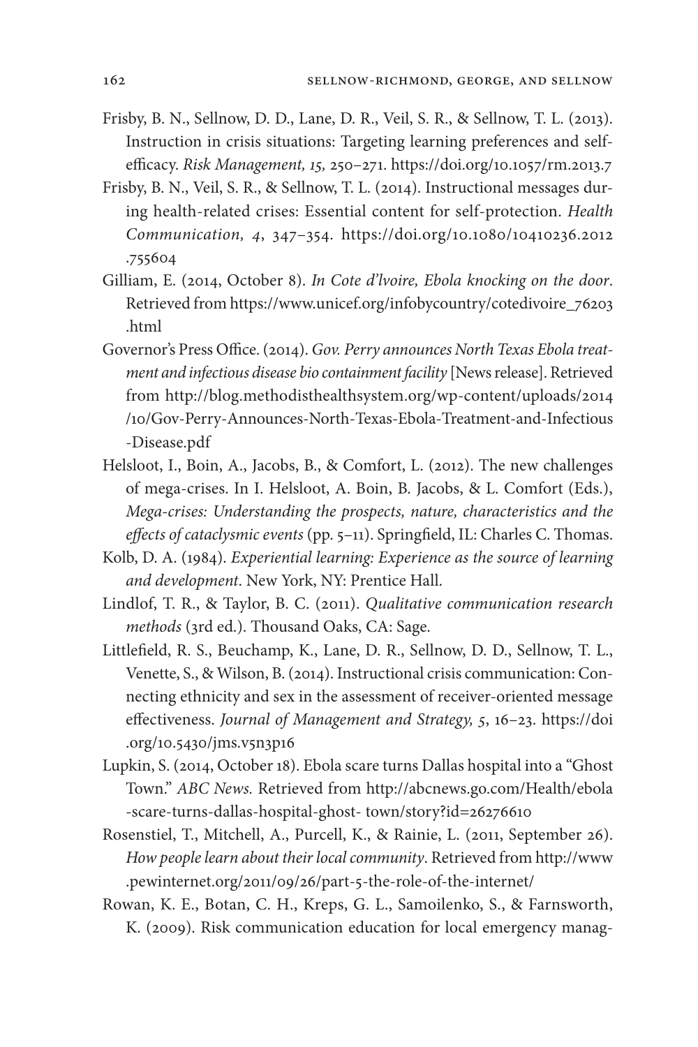Frisby, B. N., Sellnow, D. D., Lane, D. R., Veil, S. R., & Sellnow, T. L. (2013). Instruction in crisis situations: Targeting learning preferences and self-efficacy. *Risk Management, 15,* 250–271. https://doi.org/10.1057/rm.2013.7

Frisby, B. N., Veil, S. R., & Sellnow, T. L. (2014). Instructional messages during health-related crises: Essential content for self-protection. *Health Communication, 4*, 347–354. https://doi.org/10.1080/10410236.2012.755604

Gilliam, E. (2014, October 8). *In Cote d'lvoire, Ebola knocking on the door*. Retrieved from https://www.unicef.org/infobycountry/cotedivoire_76203.html

Governor's Press Office. (2014). *Gov. Perry announces North Texas Ebola treatment and infectious disease bio containment facility* [News release]. Retrieved from http://blog.methodisthealthsystem.org/wp-content/uploads/2014/10/Gov-Perry-Announces-North-Texas-Ebola-Treatment-and-Infectious-Disease.pdf

Helsloot, I., Boin, A., Jacobs, B., & Comfort, L. (2012). The new challenges of mega-crises. In I. Helsloot, A. Boin, B. Jacobs, & L. Comfort (Eds.), *Mega-crises: Understanding the prospects, nature, characteristics and the effects of cataclysmic events* (pp. 5–11). Springfield, IL: Charles C. Thomas.

Kolb, D. A. (1984). *Experiential learning: Experience as the source of learning and development*. New York, NY: Prentice Hall.

Lindlof, T. R., & Taylor, B. C. (2011). *Qualitative communication research methods* (3rd ed.). Thousand Oaks, CA: Sage.

Littlefield, R. S., Beuchamp, K., Lane, D. R., Sellnow, D. D., Sellnow, T. L., Venette, S., & Wilson, B. (2014). Instructional crisis communication: Connecting ethnicity and sex in the assessment of receiver-oriented message effectiveness. *Journal of Management and Strategy, 5*, 16–23. https://doi.org/10.5430/jms.v5n3p16

Lupkin, S. (2014, October 18). Ebola scare turns Dallas hospital into a "Ghost Town." *ABC News.* Retrieved from http://abcnews.go.com/Health/ebola-scare-turns-dallas-hospital-ghost- town/story?id=26276610

Rosenstiel, T., Mitchell, A., Purcell, K., & Rainie, L. (2011, September 26). *How people learn about their local community*. Retrieved from http://www.pewinternet.org/2011/09/26/part-5-the-role-of-the-internet/

Rowan, K. E., Botan, C. H., Kreps, G. L., Samoilenko, S., & Farnsworth, K. (2009). Risk communication education for local emergency manag-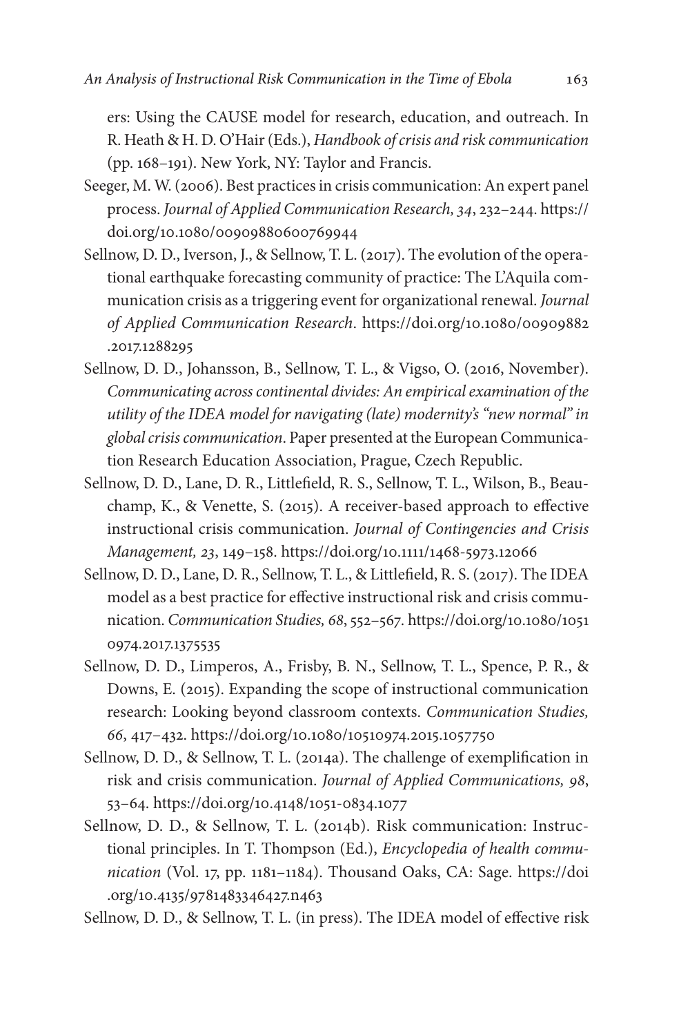ers: Using the CAUSE model for research, education, and outreach. In R. Heath & H. D. O'Hair (Eds.), *Handbook of crisis and risk communication* (pp. 168–191). New York, NY: Taylor and Francis.

Seeger, M. W. (2006). Best practices in crisis communication: An expert panel process. *Journal of Applied Communication Research, 34*, 232–244. https://doi.org/10.1080/00909880600769944

Sellnow, D. D., Iverson, J., & Sellnow, T. L. (2017). The evolution of the operational earthquake forecasting community of practice: The L'Aquila communication crisis as a triggering event for organizational renewal. *Journal of Applied Communication Research*. https://doi.org/10.1080/00909882.2017.1288295

Sellnow, D. D., Johansson, B., Sellnow, T. L., & Vigso, O. (2016, November). *Communicating across continental divides: An empirical examination of the utility of the IDEA model for navigating (late) modernity's "new normal" in global crisis communication*. Paper presented at the European Communication Research Education Association, Prague, Czech Republic.

Sellnow, D. D., Lane, D. R., Littlefield, R. S., Sellnow, T. L., Wilson, B., Beauchamp, K., & Venette, S. (2015). A receiver-based approach to effective instructional crisis communication. *Journal of Contingencies and Crisis Management, 23*, 149–158. https://doi.org/10.1111/1468-5973.12066

Sellnow, D. D., Lane, D. R., Sellnow, T. L., & Littlefield, R. S. (2017). The IDEA model as a best practice for effective instructional risk and crisis communication. *Communication Studies, 68*, 552–567. https://doi.org/10.1080/10510974.2017.1375535

Sellnow, D. D., Limperos, A., Frisby, B. N., Sellnow, T. L., Spence, P. R., & Downs, E. (2015). Expanding the scope of instructional communication research: Looking beyond classroom contexts. *Communication Studies, 66*, 417–432. https://doi.org/10.1080/10510974.2015.1057750

Sellnow, D. D., & Sellnow, T. L. (2014a). The challenge of exemplification in risk and crisis communication. *Journal of Applied Communications, 98*, 53–64. https://doi.org/10.4148/1051-0834.1077

Sellnow, D. D., & Sellnow, T. L. (2014b). Risk communication: Instructional principles. In T. Thompson (Ed.), *Encyclopedia of health communication* (Vol. 17, pp. 1181–1184). Thousand Oaks, CA: Sage. https://doi.org/10.4135/9781483346427.n463

Sellnow, D. D., & Sellnow, T. L. (in press). The IDEA model of effective risk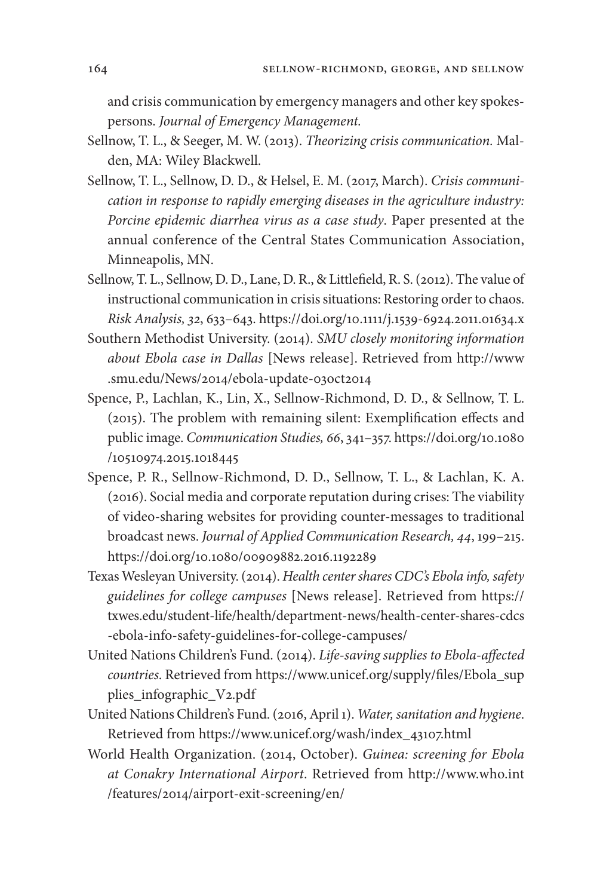and crisis communication by emergency managers and other key spokespersons. *Journal of Emergency Management.*

Sellnow, T. L., & Seeger, M. W. (2013). *Theorizing crisis communication.* Malden, MA: Wiley Blackwell.

Sellnow, T. L., Sellnow, D. D., & Helsel, E. M. (2017, March). *Crisis communication in response to rapidly emerging diseases in the agriculture industry: Porcine epidemic diarrhea virus as a case study*. Paper presented at the annual conference of the Central States Communication Association, Minneapolis, MN.

Sellnow, T. L., Sellnow, D. D., Lane, D. R., & Littlefield, R. S. (2012). The value of instructional communication in crisis situations: Restoring order to chaos. *Risk Analysis, 32*, 633–643. https://doi.org/10.1111/j.1539-6924.2011.01634.x

Southern Methodist University. (2014). *SMU closely monitoring information about Ebola case in Dallas* [News release]. Retrieved from http://www.smu.edu/News/2014/ebola-update-03oct2014

Spence, P., Lachlan, K., Lin, X., Sellnow-Richmond, D. D., & Sellnow, T. L. (2015). The problem with remaining silent: Exemplification effects and public image. *Communication Studies, 66*, 341–357. https://doi.org/10.1080/10510974.2015.1018445

Spence, P. R., Sellnow-Richmond, D. D., Sellnow, T. L., & Lachlan, K. A. (2016). Social media and corporate reputation during crises: The viability of video-sharing websites for providing counter-messages to traditional broadcast news. *Journal of Applied Communication Research, 44*, 199–215. https://doi.org/10.1080/00909882.2016.1192289

Texas Wesleyan University. (2014). *Health center shares CDC's Ebola info, safety guidelines for college campuses* [News release]. Retrieved from https://txwes.edu/student-life/health/department-news/health-center-shares-cdcs-ebola-info-safety-guidelines-for-college-campuses/

United Nations Children's Fund. (2014). *Life-saving supplies to Ebola-affected countries*. Retrieved from https://www.unicef.org/supply/files/Ebola_supplies_infographic_V2.pdf

United Nations Children's Fund. (2016, April 1). *Water, sanitation and hygiene*. Retrieved from https://www.unicef.org/wash/index_43107.html

World Health Organization. (2014, October). *Guinea: screening for Ebola at Conakry International Airport*. Retrieved from http://www.who.int/features/2014/airport-exit-screening/en/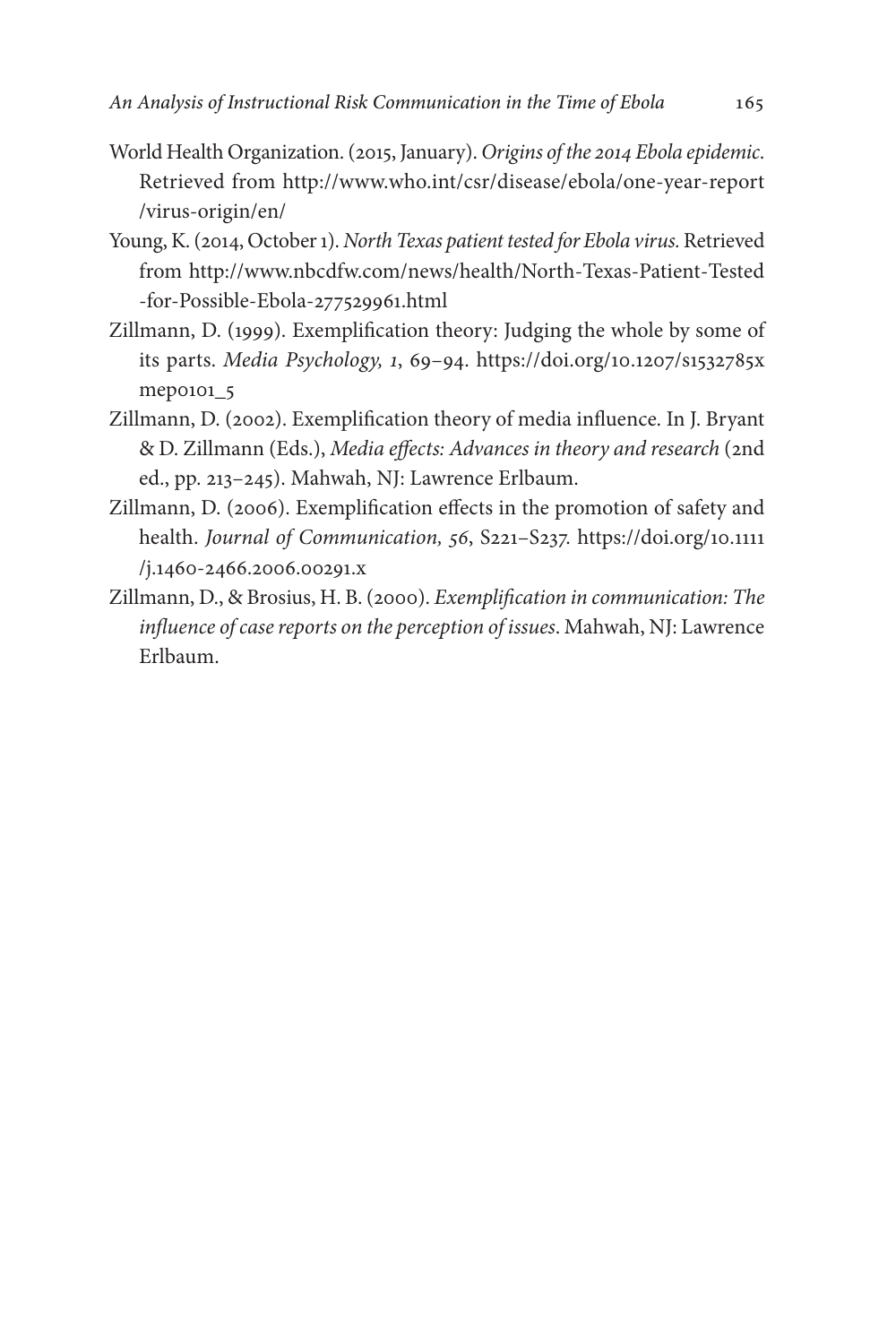World Health Organization. (2015, January). *Origins of the 2014 Ebola epidemic*. Retrieved from http://www.who.int/csr/disease/ebola/one-year-report/virus-origin/en/

Young, K. (2014, October 1). *North Texas patient tested for Ebola virus.* Retrieved from http://www.nbcdfw.com/news/health/North-Texas-Patient-Tested-for-Possible-Ebola-277529961.html

Zillmann, D. (1999). Exemplification theory: Judging the whole by some of its parts. *Media Psychology, 1*, 69–94. https://doi.org/10.1207/s1532785xmep0101_5

Zillmann, D. (2002). Exemplification theory of media influence. In J. Bryant & D. Zillmann (Eds.), *Media effects: Advances in theory and research* (2nd ed., pp. 213–245). Mahwah, NJ: Lawrence Erlbaum.

Zillmann, D. (2006). Exemplification effects in the promotion of safety and health. *Journal of Communication, 56*, S221–S237. https://doi.org/10.1111/j.1460-2466.2006.00291.x

Zillmann, D., & Brosius, H. B. (2000). *Exemplification in communication: The influence of case reports on the perception of issues*. Mahwah, NJ: Lawrence Erlbaum.